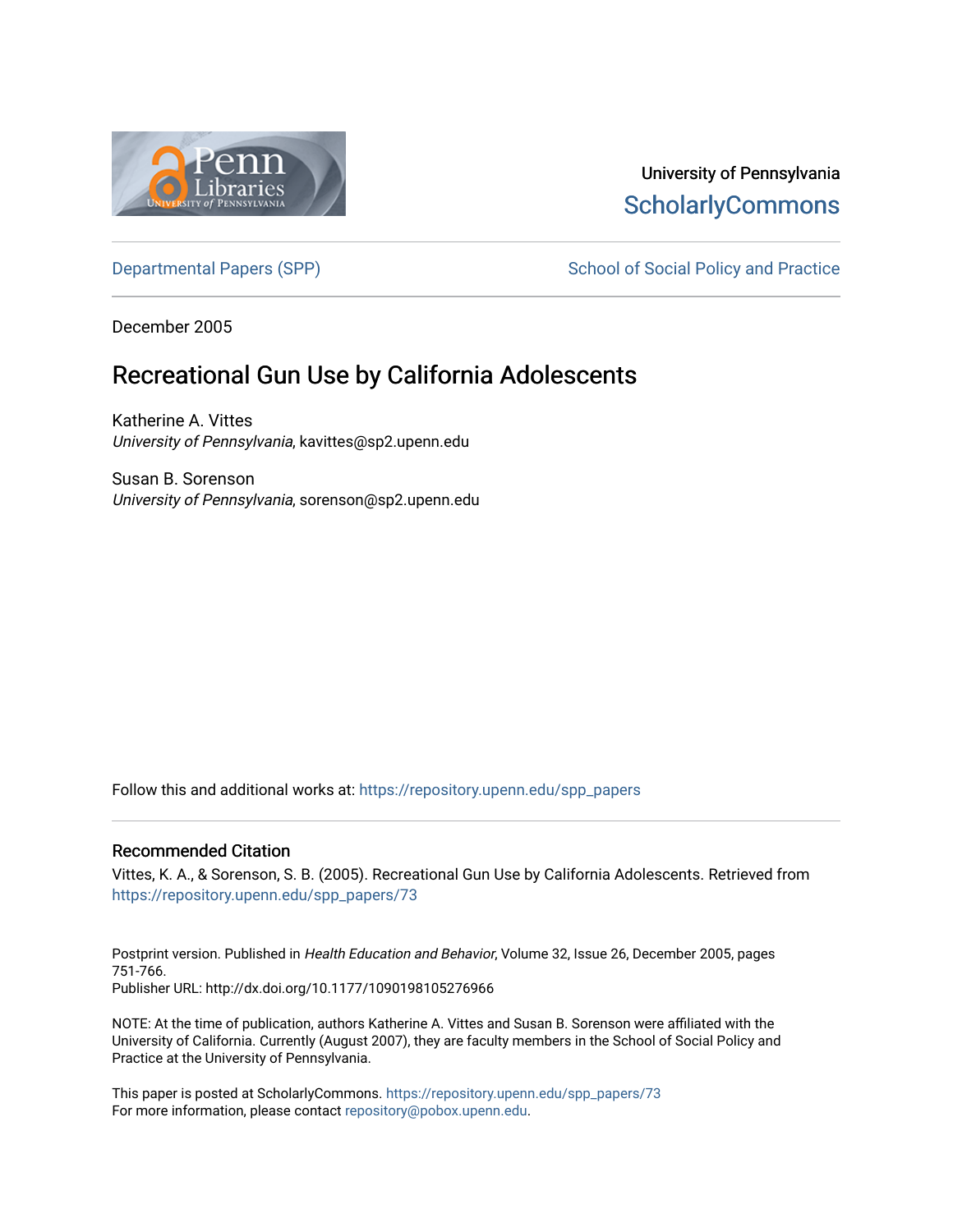University of Pennsylvania
ScholarlyCommons

Departmental Papers (SPP) | School of Social Policy and Practice

December 2005

# Recreational Gun Use by California Adolescents

Katherine A. Vittes
*University of Pennsylvania*, kavittes@sp2.upenn.edu

Susan B. Sorenson
*University of Pennsylvania*, sorenson@sp2.upenn.edu

Follow this and additional works at: https://repository.upenn.edu/spp_papers

## Recommended Citation

Vittes, K. A., & Sorenson, S. B. (2005). Recreational Gun Use by California Adolescents. Retrieved from https://repository.upenn.edu/spp_papers/73

Postprint version. Published in *Health Education and Behavior*, Volume 32, Issue 26, December 2005, pages 751-766.
Publisher URL: http://dx.doi.org/10.1177/1090198105276966

NOTE: At the time of publication, authors Katherine A. Vittes and Susan B. Sorenson were affiliated with the University of California. Currently (August 2007), they are faculty members in the School of Social Policy and Practice at the University of Pennsylvania.

This paper is posted at ScholarlyCommons. https://repository.upenn.edu/spp_papers/73
For more information, please contact repository@pobox.upenn.edu.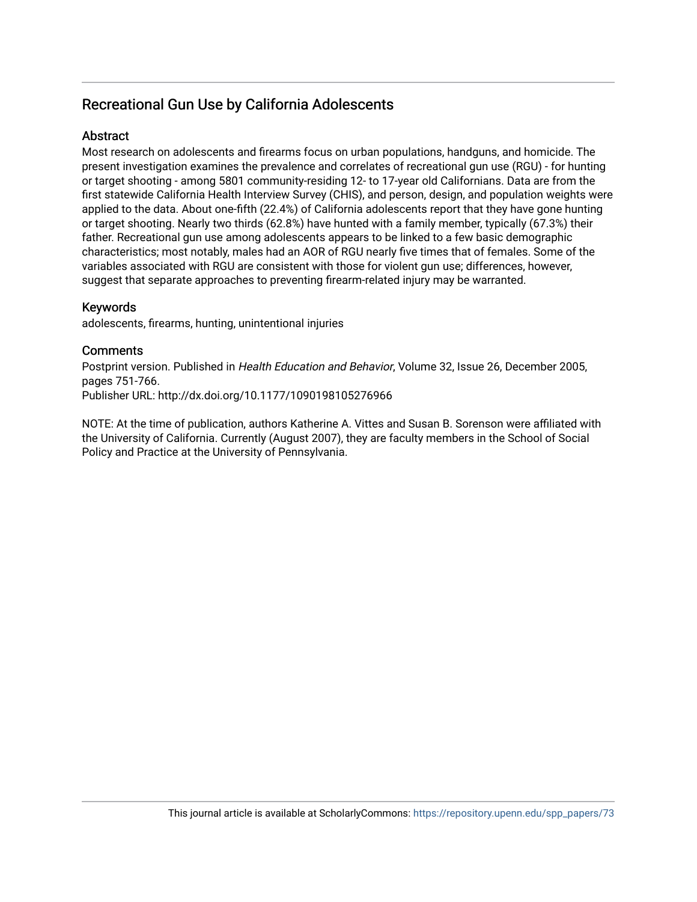## Recreational Gun Use by California Adolescents

### Abstract

Most research on adolescents and firearms focus on urban populations, handguns, and homicide. The present investigation examines the prevalence and correlates of recreational gun use (RGU) - for hunting or target shooting - among 5801 community-residing 12- to 17-year old Californians. Data are from the first statewide California Health Interview Survey (CHIS), and person, design, and population weights were applied to the data. About one-fifth (22.4%) of California adolescents report that they have gone hunting or target shooting. Nearly two thirds (62.8%) have hunted with a family member, typically (67.3%) their father. Recreational gun use among adolescents appears to be linked to a few basic demographic characteristics; most notably, males had an AOR of RGU nearly five times that of females. Some of the variables associated with RGU are consistent with those for violent gun use; differences, however, suggest that separate approaches to preventing firearm-related injury may be warranted.

### Keywords

adolescents, firearms, hunting, unintentional injuries

### Comments

Postprint version. Published in *Health Education and Behavior*, Volume 32, Issue 26, December 2005, pages 751-766.
Publisher URL: http://dx.doi.org/10.1177/1090198105276966

NOTE: At the time of publication, authors Katherine A. Vittes and Susan B. Sorenson were affiliated with the University of California. Currently (August 2007), they are faculty members in the School of Social Policy and Practice at the University of Pennsylvania.

This journal article is available at ScholarlyCommons: https://repository.upenn.edu/spp_papers/73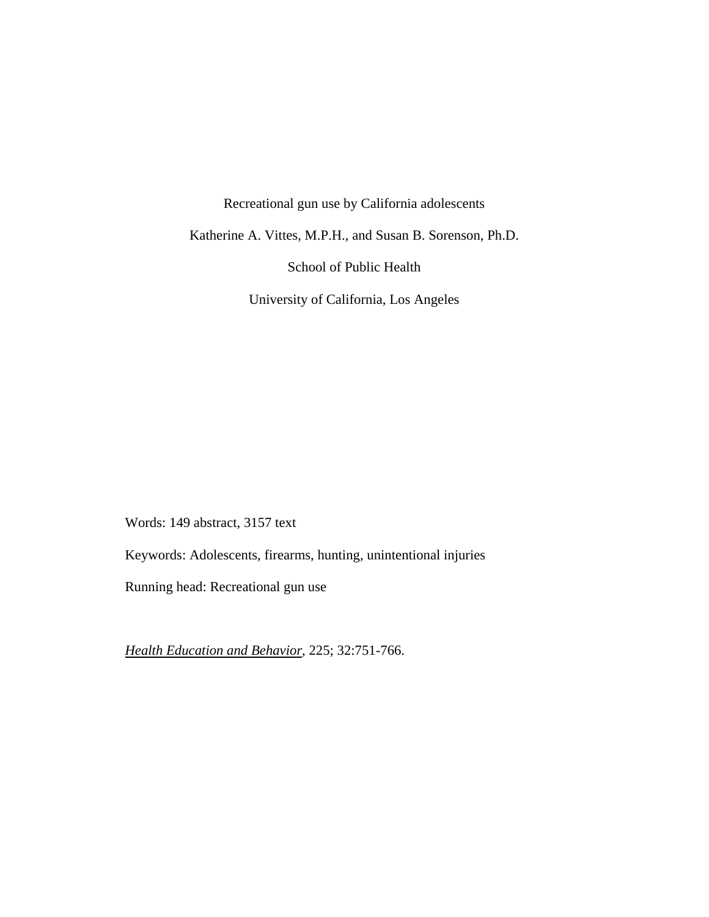Recreational gun use by California adolescents

Katherine A. Vittes, M.P.H., and Susan B. Sorenson, Ph.D.

School of Public Health

University of California, Los Angeles

Words: 149 abstract, 3157 text

Keywords: Adolescents, firearms, hunting, unintentional injuries

Running head: Recreational gun use

*Health Education and Behavior*, 225; 32:751-766.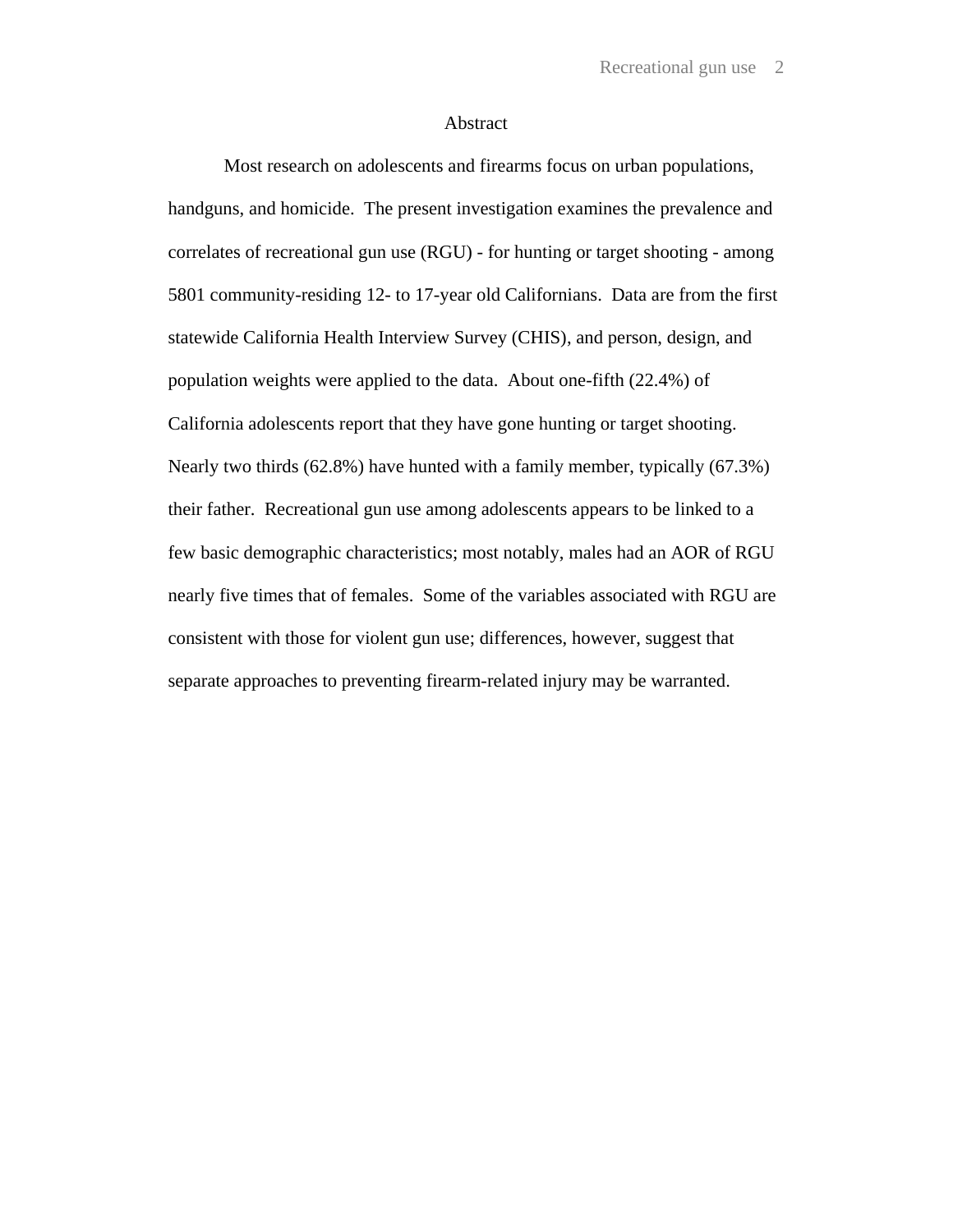# Abstract

Most research on adolescents and firearms focus on urban populations, handguns, and homicide. The present investigation examines the prevalence and correlates of recreational gun use (RGU) - for hunting or target shooting - among 5801 community-residing 12- to 17-year old Californians. Data are from the first statewide California Health Interview Survey (CHIS), and person, design, and population weights were applied to the data. About one-fifth (22.4%) of California adolescents report that they have gone hunting or target shooting. Nearly two thirds (62.8%) have hunted with a family member, typically (67.3%) their father. Recreational gun use among adolescents appears to be linked to a few basic demographic characteristics; most notably, males had an AOR of RGU nearly five times that of females. Some of the variables associated with RGU are consistent with those for violent gun use; differences, however, suggest that separate approaches to preventing firearm-related injury may be warranted.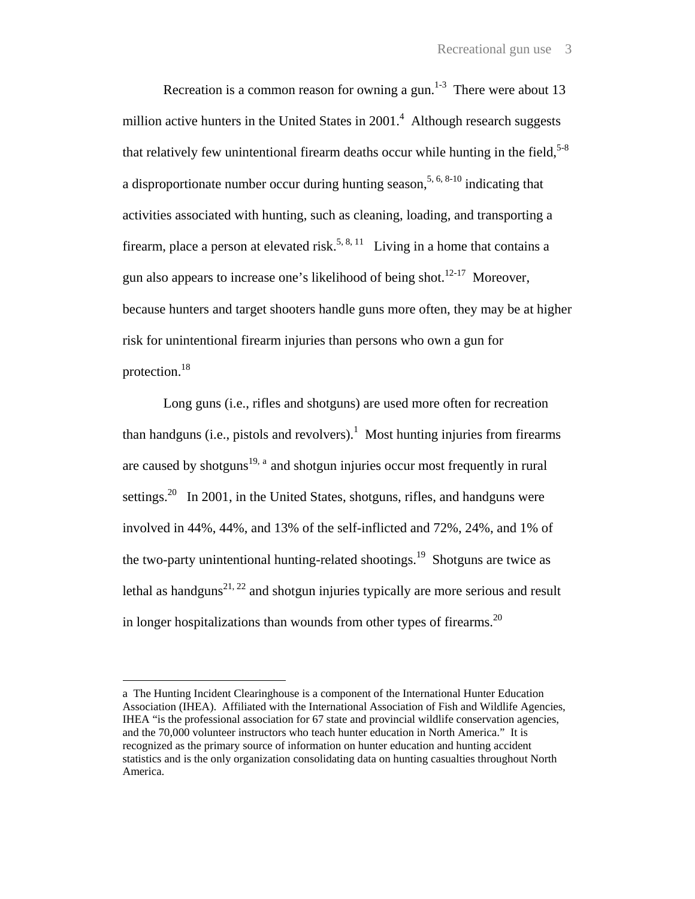Recreation is a common reason for owning a gun.[1-3] There were about 13 million active hunters in the United States in 2001.[4] Although research suggests that relatively few unintentional firearm deaths occur while hunting in the field,[5-8] a disproportionate number occur during hunting season,[5, 6, 8-10] indicating that activities associated with hunting, such as cleaning, loading, and transporting a firearm, place a person at elevated risk.[5, 8, 11] Living in a home that contains a gun also appears to increase one's likelihood of being shot.[12-17] Moreover, because hunters and target shooters handle guns more often, they may be at higher risk for unintentional firearm injuries than persons who own a gun for protection.[18]

Long guns (i.e., rifles and shotguns) are used more often for recreation than handguns (i.e., pistols and revolvers).[1] Most hunting injuries from firearms are caused by shotguns[19, a] and shotgun injuries occur most frequently in rural settings.[20] In 2001, in the United States, shotguns, rifles, and handguns were involved in 44%, 44%, and 13% of the self-inflicted and 72%, 24%, and 1% of the two-party unintentional hunting-related shootings.[19] Shotguns are twice as lethal as handguns[21, 22] and shotgun injuries typically are more serious and result in longer hospitalizations than wounds from other types of firearms.[20]

---

a The Hunting Incident Clearinghouse is a component of the International Hunter Education Association (IHEA). Affiliated with the International Association of Fish and Wildlife Agencies, IHEA "is the professional association for 67 state and provincial wildlife conservation agencies, and the 70,000 volunteer instructors who teach hunter education in North America." It is recognized as the primary source of information on hunter education and hunting accident statistics and is the only organization consolidating data on hunting casualties throughout North America.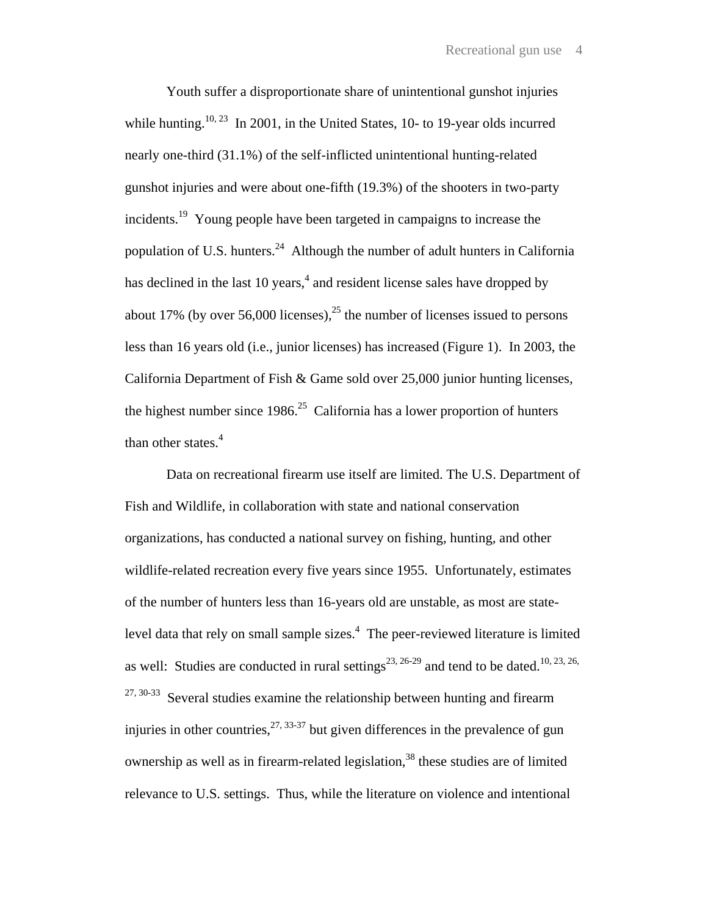Youth suffer a disproportionate share of unintentional gunshot injuries while hunting.[10, 23] In 2001, in the United States, 10- to 19-year olds incurred nearly one-third (31.1%) of the self-inflicted unintentional hunting-related gunshot injuries and were about one-fifth (19.3%) of the shooters in two-party incidents.[19] Young people have been targeted in campaigns to increase the population of U.S. hunters.[24] Although the number of adult hunters in California has declined in the last 10 years,[4] and resident license sales have dropped by about 17% (by over 56,000 licenses),[25] the number of licenses issued to persons less than 16 years old (i.e., junior licenses) has increased (Figure 1). In 2003, the California Department of Fish & Game sold over 25,000 junior hunting licenses, the highest number since 1986.[25] California has a lower proportion of hunters than other states.[4]

Data on recreational firearm use itself are limited. The U.S. Department of Fish and Wildlife, in collaboration with state and national conservation organizations, has conducted a national survey on fishing, hunting, and other wildlife-related recreation every five years since 1955. Unfortunately, estimates of the number of hunters less than 16-years old are unstable, as most are state-level data that rely on small sample sizes.[4] The peer-reviewed literature is limited as well: Studies are conducted in rural settings[23, 26-29] and tend to be dated.[10, 23, 26, 27, 30-33] Several studies examine the relationship between hunting and firearm injuries in other countries,[27, 33-37] but given differences in the prevalence of gun ownership as well as in firearm-related legislation,[38] these studies are of limited relevance to U.S. settings. Thus, while the literature on violence and intentional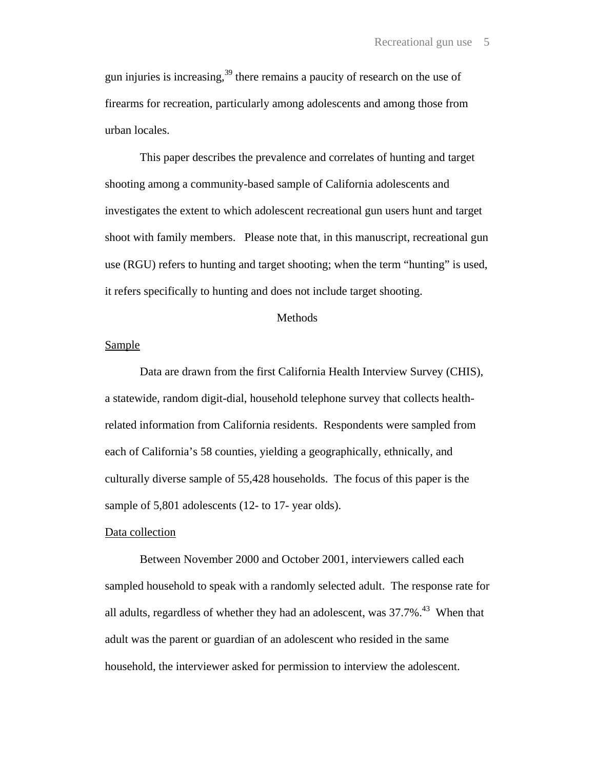gun injuries is increasing,[39] there remains a paucity of research on the use of firearms for recreation, particularly among adolescents and among those from urban locales.

This paper describes the prevalence and correlates of hunting and target shooting among a community-based sample of California adolescents and investigates the extent to which adolescent recreational gun users hunt and target shoot with family members. Please note that, in this manuscript, recreational gun use (RGU) refers to hunting and target shooting; when the term "hunting" is used, it refers specifically to hunting and does not include target shooting.

## Methods

### Sample

Data are drawn from the first California Health Interview Survey (CHIS), a statewide, random digit-dial, household telephone survey that collects health-related information from California residents. Respondents were sampled from each of California's 58 counties, yielding a geographically, ethnically, and culturally diverse sample of 55,428 households. The focus of this paper is the sample of 5,801 adolescents (12- to 17- year olds).

### Data collection

Between November 2000 and October 2001, interviewers called each sampled household to speak with a randomly selected adult. The response rate for all adults, regardless of whether they had an adolescent, was 37.7%.[43] When that adult was the parent or guardian of an adolescent who resided in the same household, the interviewer asked for permission to interview the adolescent.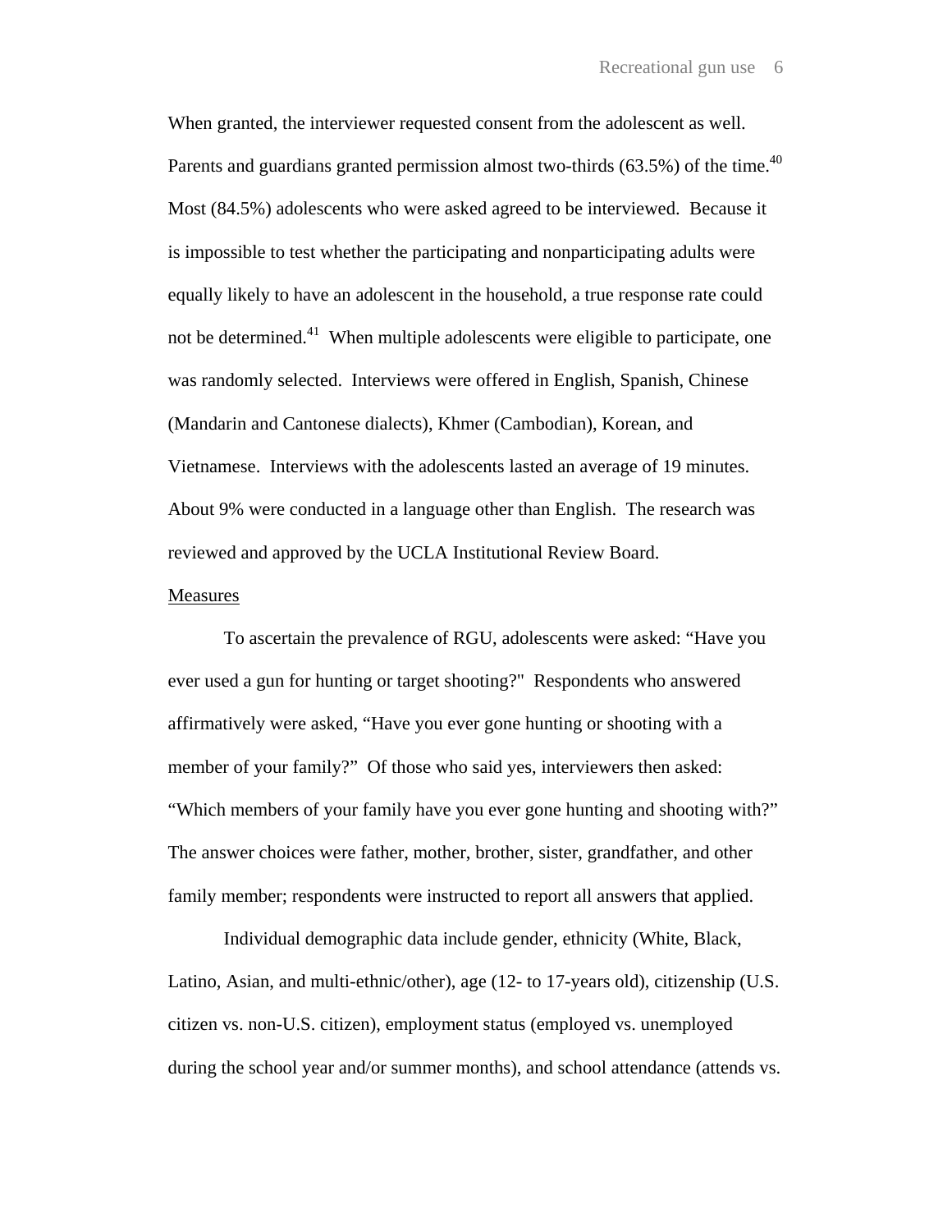When granted, the interviewer requested consent from the adolescent as well. Parents and guardians granted permission almost two-thirds (63.5%) of the time.[40] Most (84.5%) adolescents who were asked agreed to be interviewed. Because it is impossible to test whether the participating and nonparticipating adults were equally likely to have an adolescent in the household, a true response rate could not be determined.[41] When multiple adolescents were eligible to participate, one was randomly selected. Interviews were offered in English, Spanish, Chinese (Mandarin and Cantonese dialects), Khmer (Cambodian), Korean, and Vietnamese. Interviews with the adolescents lasted an average of 19 minutes. About 9% were conducted in a language other than English. The research was reviewed and approved by the UCLA Institutional Review Board.

## Measures

To ascertain the prevalence of RGU, adolescents were asked: "Have you ever used a gun for hunting or target shooting?" Respondents who answered affirmatively were asked, "Have you ever gone hunting or shooting with a member of your family?" Of those who said yes, interviewers then asked: "Which members of your family have you ever gone hunting and shooting with?" The answer choices were father, mother, brother, sister, grandfather, and other family member; respondents were instructed to report all answers that applied.

Individual demographic data include gender, ethnicity (White, Black, Latino, Asian, and multi-ethnic/other), age (12- to 17-years old), citizenship (U.S. citizen vs. non-U.S. citizen), employment status (employed vs. unemployed during the school year and/or summer months), and school attendance (attends vs.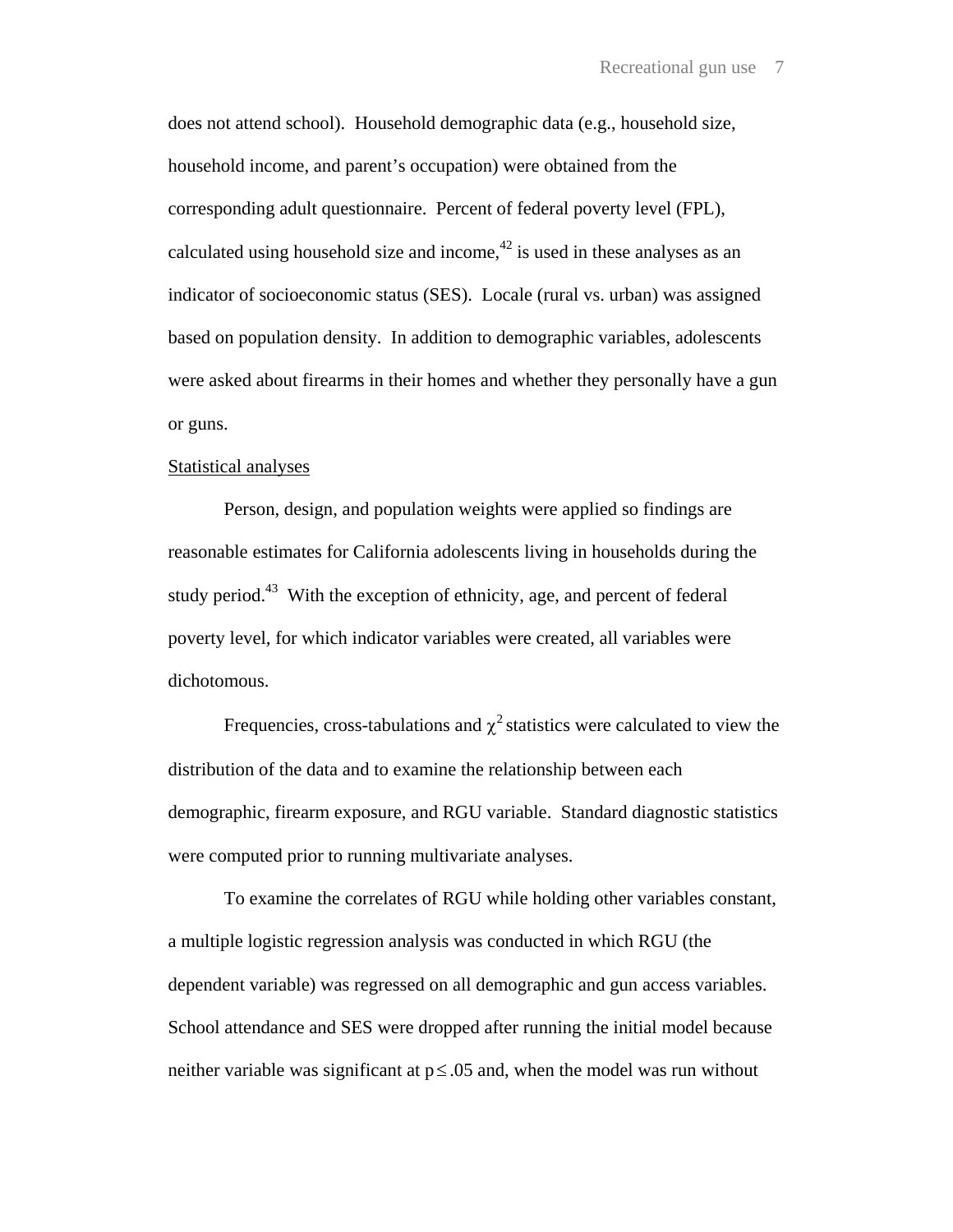does not attend school). Household demographic data (e.g., household size, household income, and parent's occupation) were obtained from the corresponding adult questionnaire. Percent of federal poverty level (FPL), calculated using household size and income,[42] is used in these analyses as an indicator of socioeconomic status (SES). Locale (rural vs. urban) was assigned based on population density. In addition to demographic variables, adolescents were asked about firearms in their homes and whether they personally have a gun or guns.

Statistical analyses

Person, design, and population weights were applied so findings are reasonable estimates for California adolescents living in households during the study period.[43] With the exception of ethnicity, age, and percent of federal poverty level, for which indicator variables were created, all variables were dichotomous.

Frequencies, cross-tabulations and $\chi^2$ statistics were calculated to view the distribution of the data and to examine the relationship between each demographic, firearm exposure, and RGU variable. Standard diagnostic statistics were computed prior to running multivariate analyses.

To examine the correlates of RGU while holding other variables constant, a multiple logistic regression analysis was conducted in which RGU (the dependent variable) was regressed on all demographic and gun access variables. School attendance and SES were dropped after running the initial model because neither variable was significant at $p \leq .05$ and, when the model was run without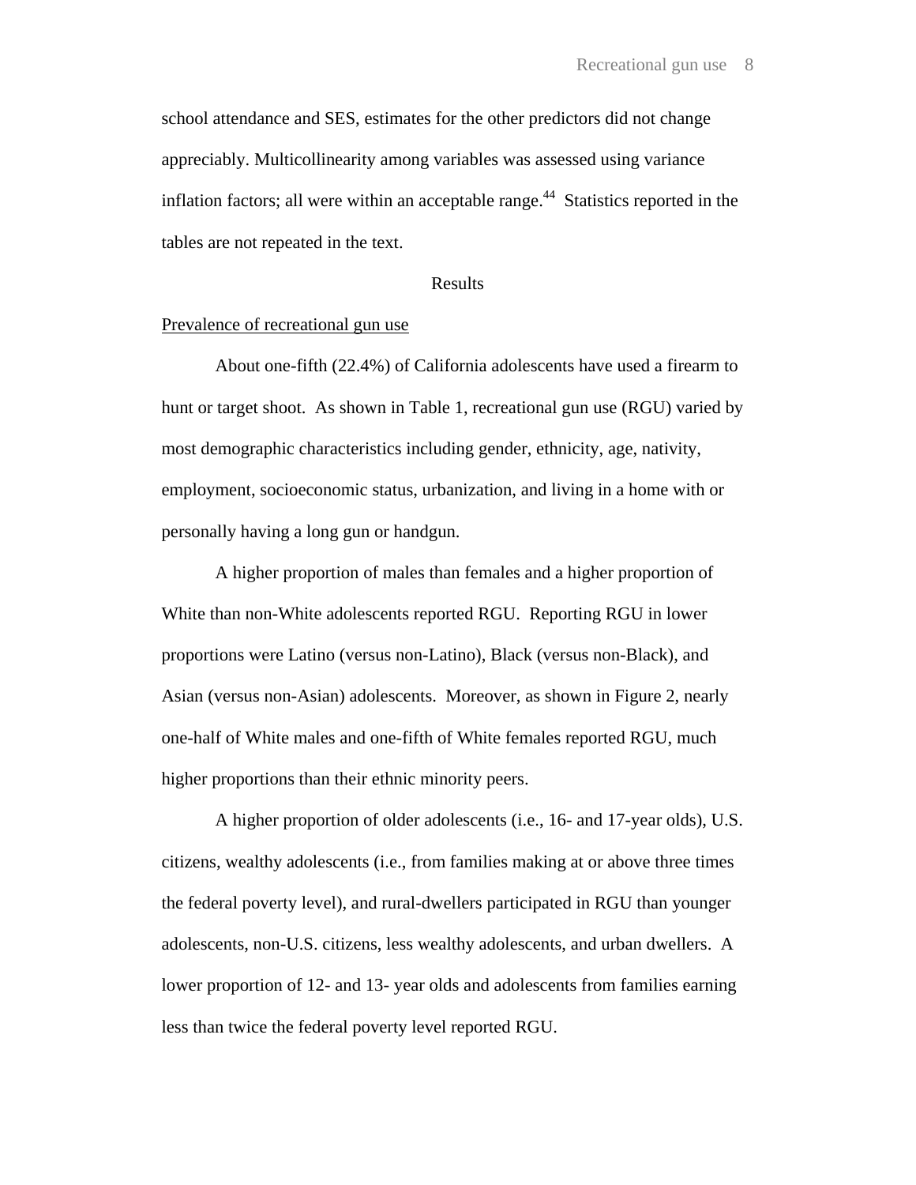school attendance and SES, estimates for the other predictors did not change appreciably. Multicollinearity among variables was assessed using variance inflation factors; all were within an acceptable range.[44] Statistics reported in the tables are not repeated in the text.

## Results

<u>Prevalence of recreational gun use</u>

About one-fifth (22.4%) of California adolescents have used a firearm to hunt or target shoot. As shown in Table 1, recreational gun use (RGU) varied by most demographic characteristics including gender, ethnicity, age, nativity, employment, socioeconomic status, urbanization, and living in a home with or personally having a long gun or handgun.

A higher proportion of males than females and a higher proportion of White than non-White adolescents reported RGU. Reporting RGU in lower proportions were Latino (versus non-Latino), Black (versus non-Black), and Asian (versus non-Asian) adolescents. Moreover, as shown in Figure 2, nearly one-half of White males and one-fifth of White females reported RGU, much higher proportions than their ethnic minority peers.

A higher proportion of older adolescents (i.e., 16- and 17-year olds), U.S. citizens, wealthy adolescents (i.e., from families making at or above three times the federal poverty level), and rural-dwellers participated in RGU than younger adolescents, non-U.S. citizens, less wealthy adolescents, and urban dwellers. A lower proportion of 12- and 13- year olds and adolescents from families earning less than twice the federal poverty level reported RGU.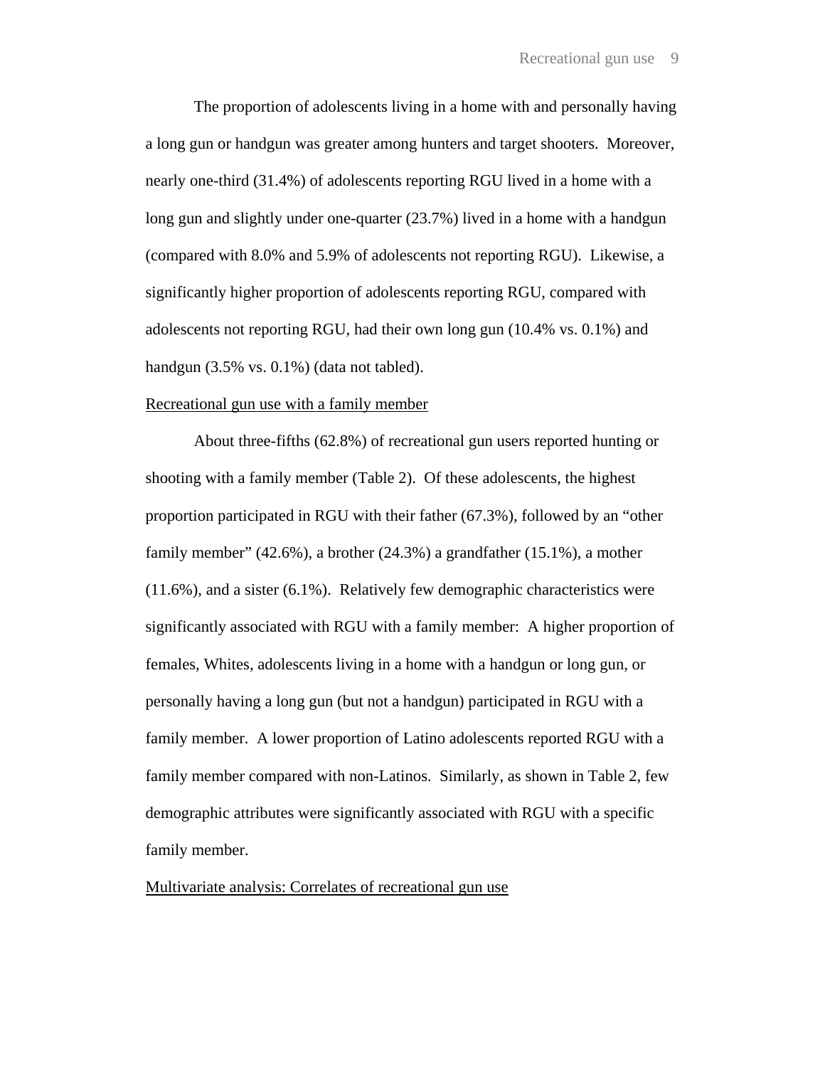The proportion of adolescents living in a home with and personally having a long gun or handgun was greater among hunters and target shooters. Moreover, nearly one-third (31.4%) of adolescents reporting RGU lived in a home with a long gun and slightly under one-quarter (23.7%) lived in a home with a handgun (compared with 8.0% and 5.9% of adolescents not reporting RGU). Likewise, a significantly higher proportion of adolescents reporting RGU, compared with adolescents not reporting RGU, had their own long gun (10.4% vs. 0.1%) and handgun (3.5% vs. 0.1%) (data not tabled).

## Recreational gun use with a family member

About three-fifths (62.8%) of recreational gun users reported hunting or shooting with a family member (Table 2). Of these adolescents, the highest proportion participated in RGU with their father (67.3%), followed by an "other family member" (42.6%), a brother (24.3%) a grandfather (15.1%), a mother (11.6%), and a sister (6.1%). Relatively few demographic characteristics were significantly associated with RGU with a family member: A higher proportion of females, Whites, adolescents living in a home with a handgun or long gun, or personally having a long gun (but not a handgun) participated in RGU with a family member. A lower proportion of Latino adolescents reported RGU with a family member compared with non-Latinos. Similarly, as shown in Table 2, few demographic attributes were significantly associated with RGU with a specific family member.

## Multivariate analysis: Correlates of recreational gun use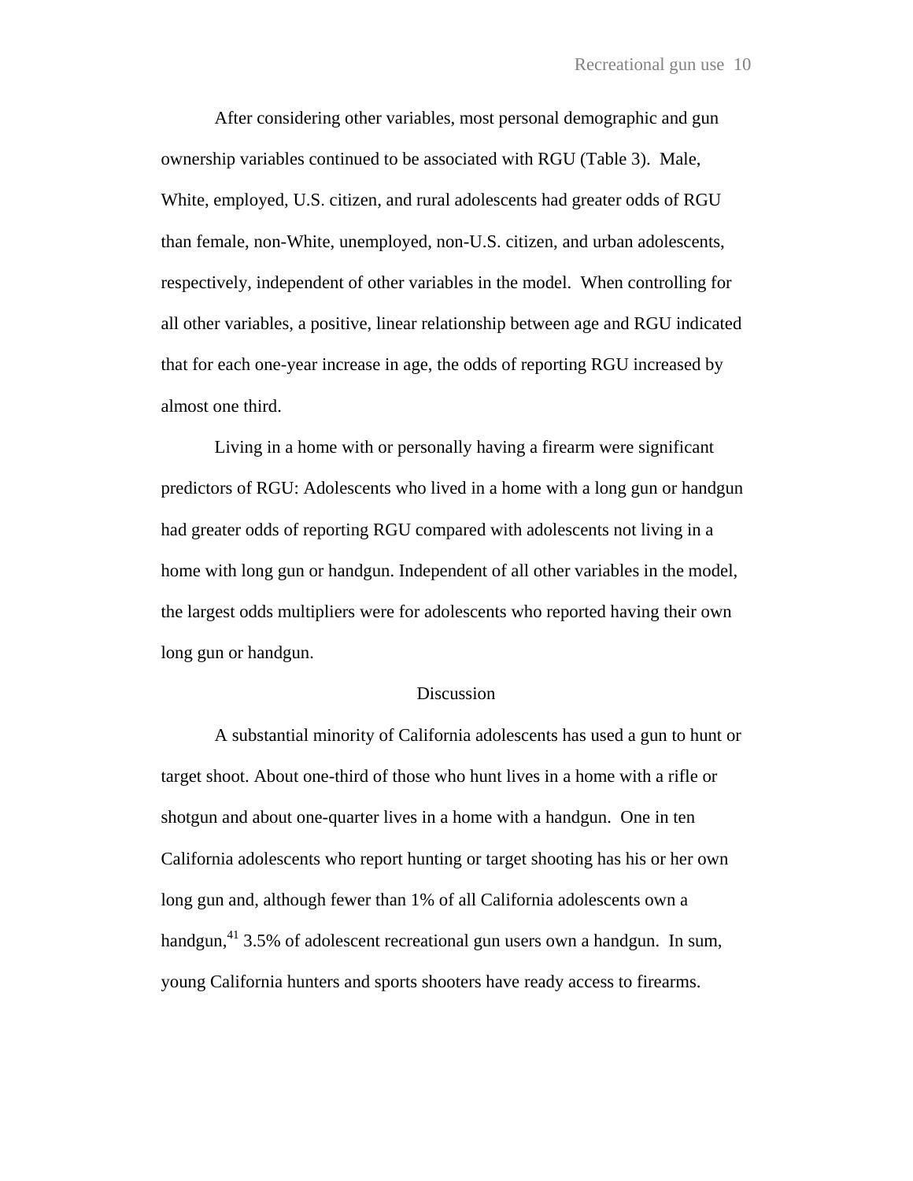After considering other variables, most personal demographic and gun ownership variables continued to be associated with RGU (Table 3). Male, White, employed, U.S. citizen, and rural adolescents had greater odds of RGU than female, non-White, unemployed, non-U.S. citizen, and urban adolescents, respectively, independent of other variables in the model. When controlling for all other variables, a positive, linear relationship between age and RGU indicated that for each one-year increase in age, the odds of reporting RGU increased by almost one third.

Living in a home with or personally having a firearm were significant predictors of RGU: Adolescents who lived in a home with a long gun or handgun had greater odds of reporting RGU compared with adolescents not living in a home with long gun or handgun. Independent of all other variables in the model, the largest odds multipliers were for adolescents who reported having their own long gun or handgun.

## Discussion

A substantial minority of California adolescents has used a gun to hunt or target shoot. About one-third of those who hunt lives in a home with a rifle or shotgun and about one-quarter lives in a home with a handgun. One in ten California adolescents who report hunting or target shooting has his or her own long gun and, although fewer than 1% of all California adolescents own a handgun,[41] 3.5% of adolescent recreational gun users own a handgun. In sum, young California hunters and sports shooters have ready access to firearms.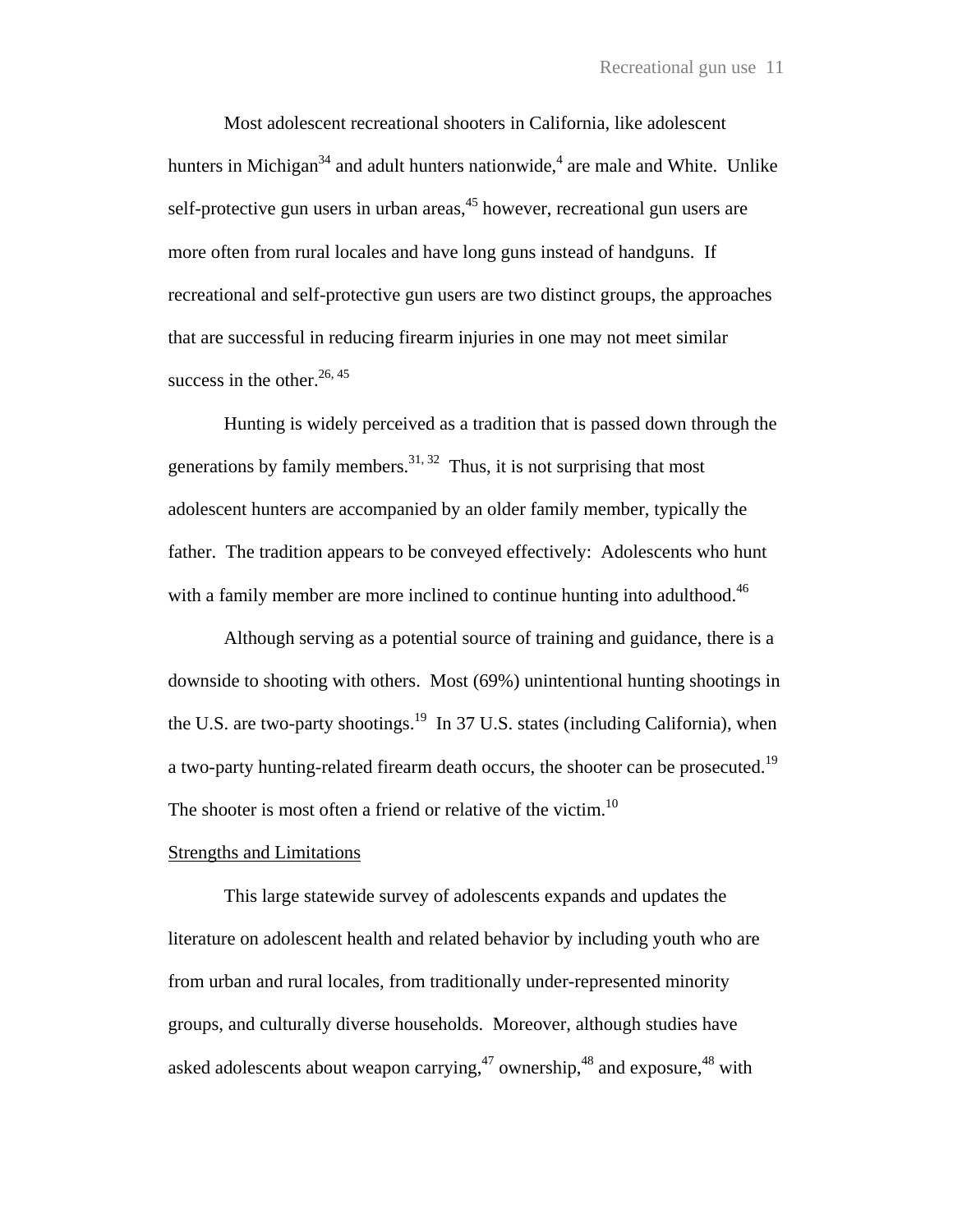Most adolescent recreational shooters in California, like adolescent hunters in Michigan[34] and adult hunters nationwide,[4] are male and White. Unlike self-protective gun users in urban areas,[45] however, recreational gun users are more often from rural locales and have long guns instead of handguns. If recreational and self-protective gun users are two distinct groups, the approaches that are successful in reducing firearm injuries in one may not meet similar success in the other.[26, 45]

Hunting is widely perceived as a tradition that is passed down through the generations by family members.[31, 32] Thus, it is not surprising that most adolescent hunters are accompanied by an older family member, typically the father. The tradition appears to be conveyed effectively: Adolescents who hunt with a family member are more inclined to continue hunting into adulthood.[46]

Although serving as a potential source of training and guidance, there is a downside to shooting with others. Most (69%) unintentional hunting shootings in the U.S. are two-party shootings.[19] In 37 U.S. states (including California), when a two-party hunting-related firearm death occurs, the shooter can be prosecuted.[19] The shooter is most often a friend or relative of the victim.[10]

<u>Strengths and Limitations</u>

This large statewide survey of adolescents expands and updates the literature on adolescent health and related behavior by including youth who are from urban and rural locales, from traditionally under-represented minority groups, and culturally diverse households. Moreover, although studies have asked adolescents about weapon carrying,[47] ownership,[48] and exposure,[48] with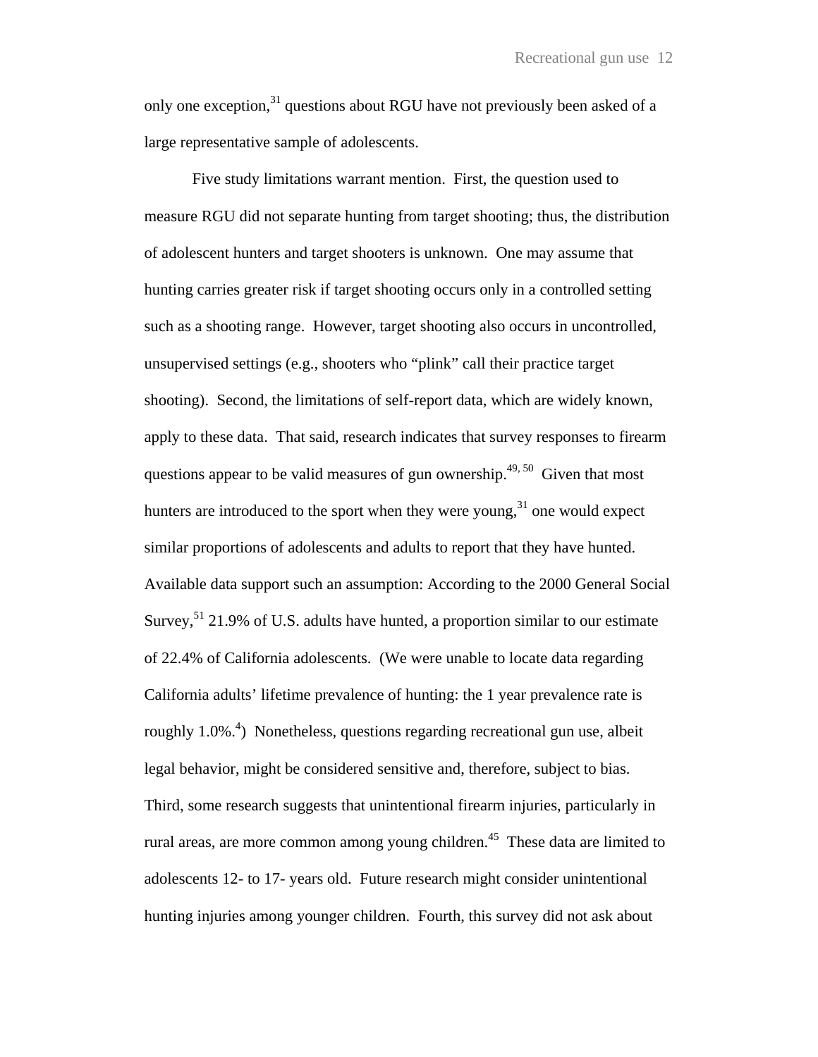only one exception,[31] questions about RGU have not previously been asked of a large representative sample of adolescents.

Five study limitations warrant mention. First, the question used to measure RGU did not separate hunting from target shooting; thus, the distribution of adolescent hunters and target shooters is unknown. One may assume that hunting carries greater risk if target shooting occurs only in a controlled setting such as a shooting range. However, target shooting also occurs in uncontrolled, unsupervised settings (e.g., shooters who "plink" call their practice target shooting). Second, the limitations of self-report data, which are widely known, apply to these data. That said, research indicates that survey responses to firearm questions appear to be valid measures of gun ownership.[49, 50] Given that most hunters are introduced to the sport when they were young,[31] one would expect similar proportions of adolescents and adults to report that they have hunted. Available data support such an assumption: According to the 2000 General Social Survey,[51] 21.9% of U.S. adults have hunted, a proportion similar to our estimate of 22.4% of California adolescents. (We were unable to locate data regarding California adults' lifetime prevalence of hunting: the 1 year prevalence rate is roughly 1.0%.[4]) Nonetheless, questions regarding recreational gun use, albeit legal behavior, might be considered sensitive and, therefore, subject to bias. Third, some research suggests that unintentional firearm injuries, particularly in rural areas, are more common among young children.[45] These data are limited to adolescents 12- to 17- years old. Future research might consider unintentional hunting injuries among younger children. Fourth, this survey did not ask about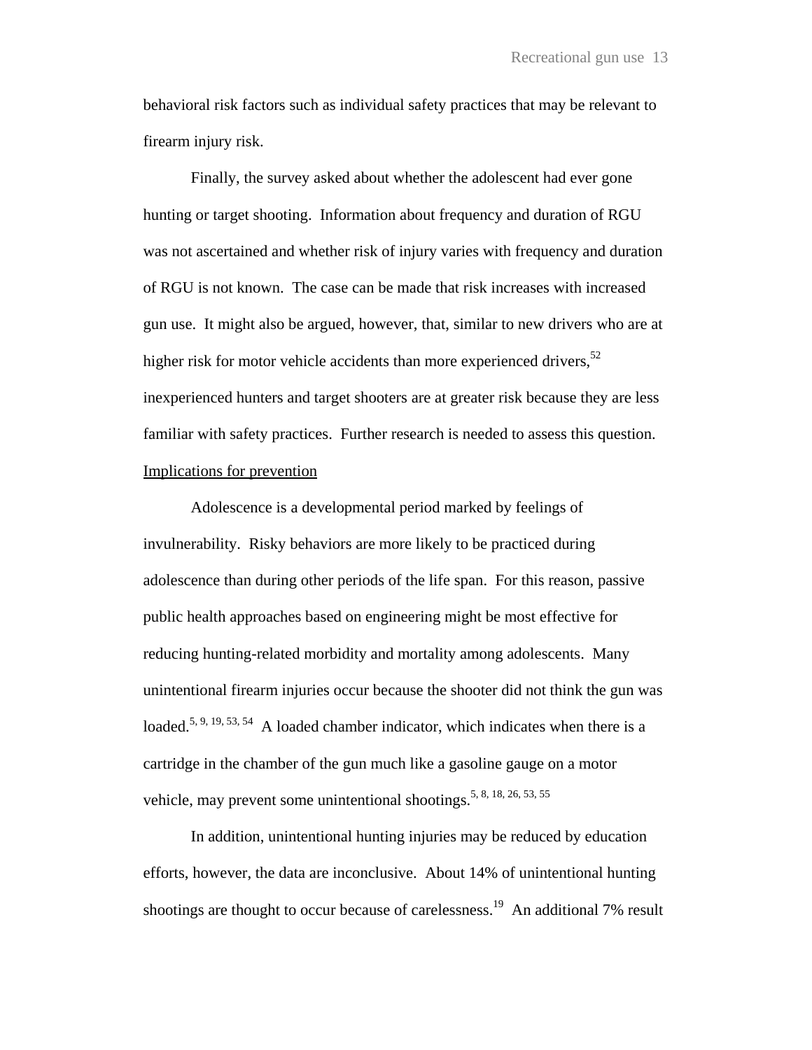behavioral risk factors such as individual safety practices that may be relevant to firearm injury risk.

Finally, the survey asked about whether the adolescent had ever gone hunting or target shooting. Information about frequency and duration of RGU was not ascertained and whether risk of injury varies with frequency and duration of RGU is not known. The case can be made that risk increases with increased gun use. It might also be argued, however, that, similar to new drivers who are at higher risk for motor vehicle accidents than more experienced drivers,[52] inexperienced hunters and target shooters are at greater risk because they are less familiar with safety practices. Further research is needed to assess this question.

Implications for prevention

Adolescence is a developmental period marked by feelings of invulnerability. Risky behaviors are more likely to be practiced during adolescence than during other periods of the life span. For this reason, passive public health approaches based on engineering might be most effective for reducing hunting-related morbidity and mortality among adolescents. Many unintentional firearm injuries occur because the shooter did not think the gun was loaded.[5, 9, 19, 53, 54] A loaded chamber indicator, which indicates when there is a cartridge in the chamber of the gun much like a gasoline gauge on a motor vehicle, may prevent some unintentional shootings.[5, 8, 18, 26, 53, 55]

In addition, unintentional hunting injuries may be reduced by education efforts, however, the data are inconclusive. About 14% of unintentional hunting shootings are thought to occur because of carelessness.[19] An additional 7% result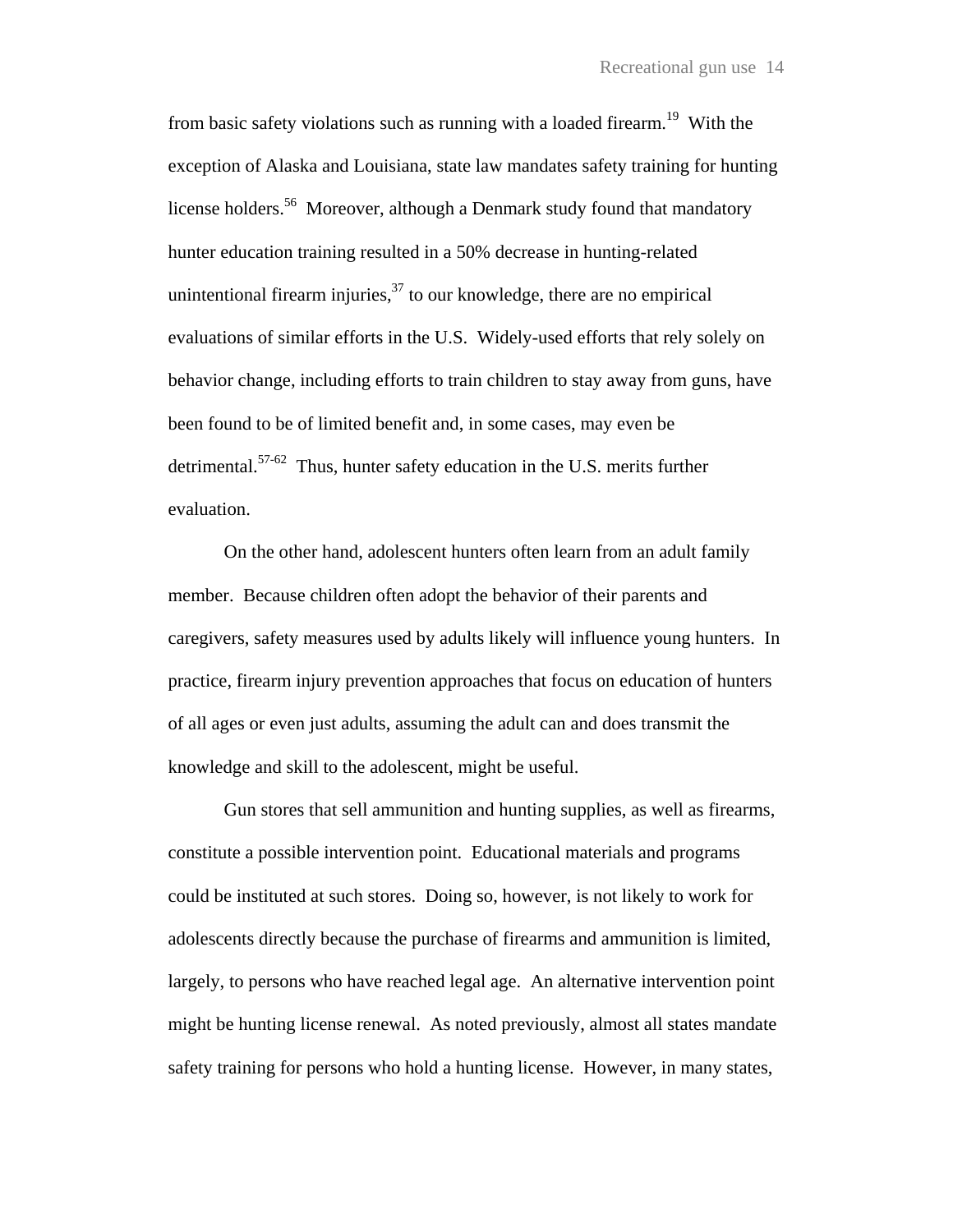from basic safety violations such as running with a loaded firearm.[19] With the exception of Alaska and Louisiana, state law mandates safety training for hunting license holders.[56] Moreover, although a Denmark study found that mandatory hunter education training resulted in a 50% decrease in hunting-related unintentional firearm injuries,[37] to our knowledge, there are no empirical evaluations of similar efforts in the U.S. Widely-used efforts that rely solely on behavior change, including efforts to train children to stay away from guns, have been found to be of limited benefit and, in some cases, may even be detrimental.[57-62] Thus, hunter safety education in the U.S. merits further evaluation.

On the other hand, adolescent hunters often learn from an adult family member. Because children often adopt the behavior of their parents and caregivers, safety measures used by adults likely will influence young hunters. In practice, firearm injury prevention approaches that focus on education of hunters of all ages or even just adults, assuming the adult can and does transmit the knowledge and skill to the adolescent, might be useful.

Gun stores that sell ammunition and hunting supplies, as well as firearms, constitute a possible intervention point. Educational materials and programs could be instituted at such stores. Doing so, however, is not likely to work for adolescents directly because the purchase of firearms and ammunition is limited, largely, to persons who have reached legal age. An alternative intervention point might be hunting license renewal. As noted previously, almost all states mandate safety training for persons who hold a hunting license. However, in many states,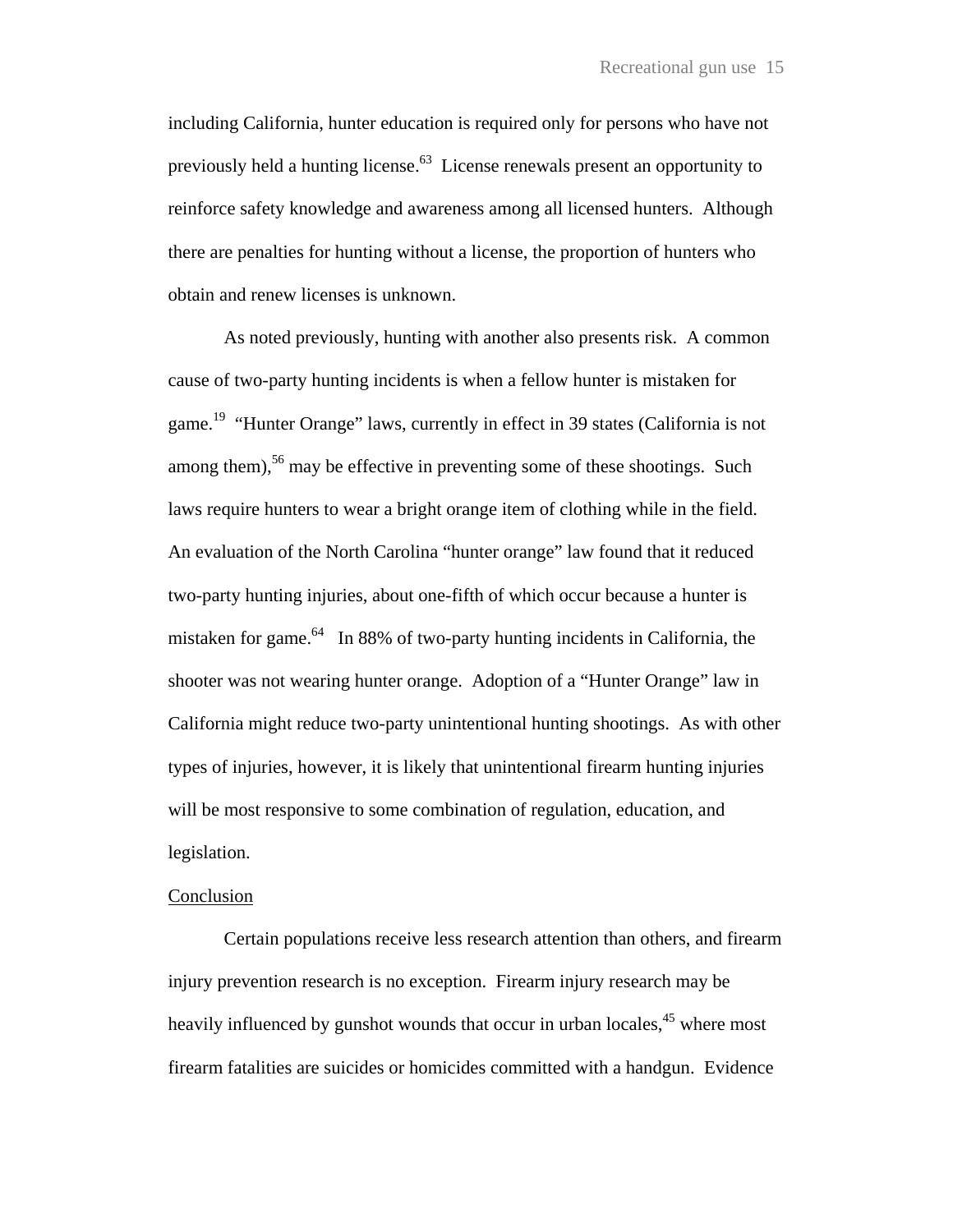including California, hunter education is required only for persons who have not previously held a hunting license.[63] License renewals present an opportunity to reinforce safety knowledge and awareness among all licensed hunters. Although there are penalties for hunting without a license, the proportion of hunters who obtain and renew licenses is unknown.

As noted previously, hunting with another also presents risk. A common cause of two-party hunting incidents is when a fellow hunter is mistaken for game.[19] "Hunter Orange" laws, currently in effect in 39 states (California is not among them),[56] may be effective in preventing some of these shootings. Such laws require hunters to wear a bright orange item of clothing while in the field. An evaluation of the North Carolina "hunter orange" law found that it reduced two-party hunting injuries, about one-fifth of which occur because a hunter is mistaken for game.[64] In 88% of two-party hunting incidents in California, the shooter was not wearing hunter orange. Adoption of a "Hunter Orange" law in California might reduce two-party unintentional hunting shootings. As with other types of injuries, however, it is likely that unintentional firearm hunting injuries will be most responsive to some combination of regulation, education, and legislation.

## Conclusion

Certain populations receive less research attention than others, and firearm injury prevention research is no exception. Firearm injury research may be heavily influenced by gunshot wounds that occur in urban locales,[45] where most firearm fatalities are suicides or homicides committed with a handgun. Evidence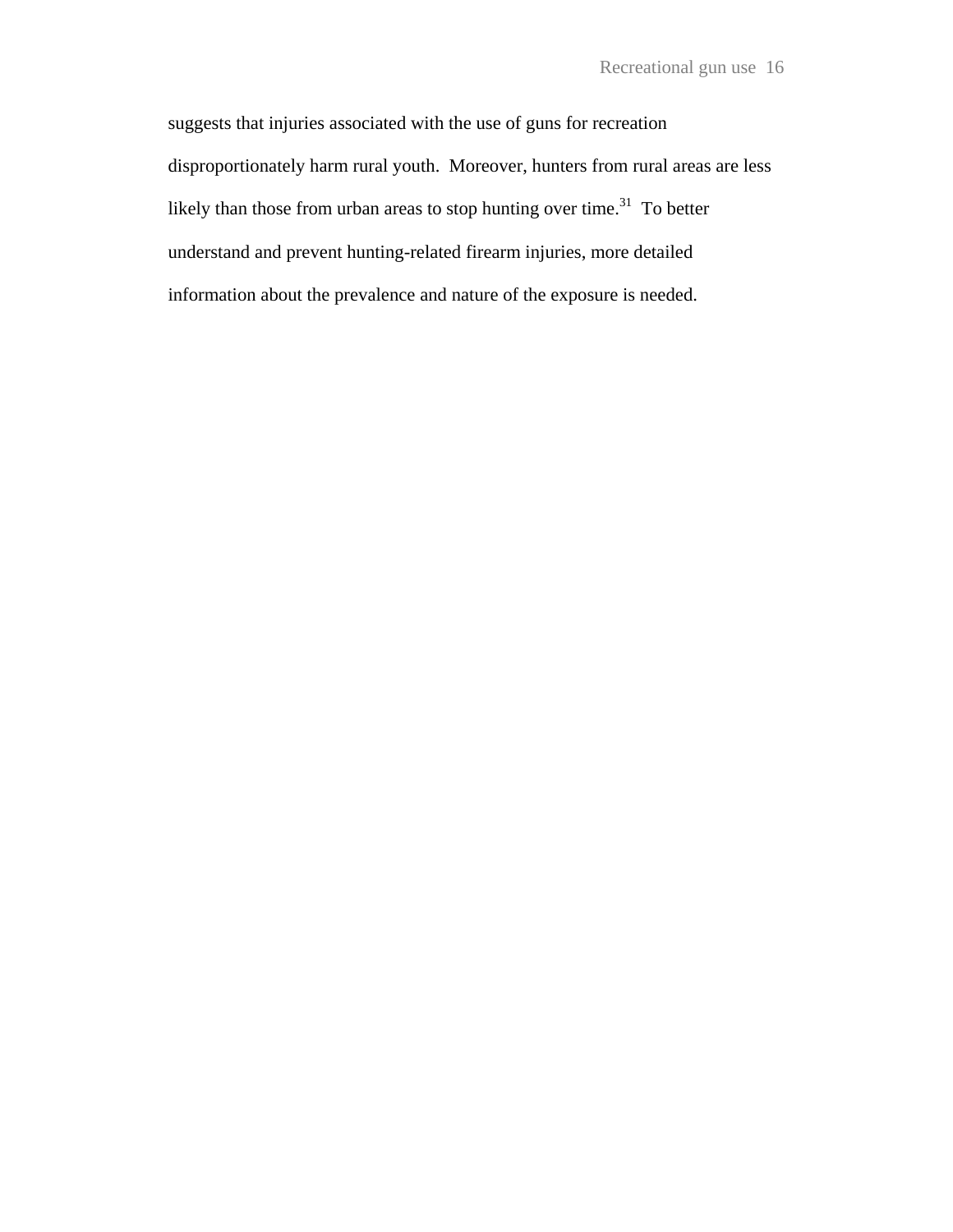suggests that injuries associated with the use of guns for recreation disproportionately harm rural youth. Moreover, hunters from rural areas are less likely than those from urban areas to stop hunting over time.[31] To better understand and prevent hunting-related firearm injuries, more detailed information about the prevalence and nature of the exposure is needed.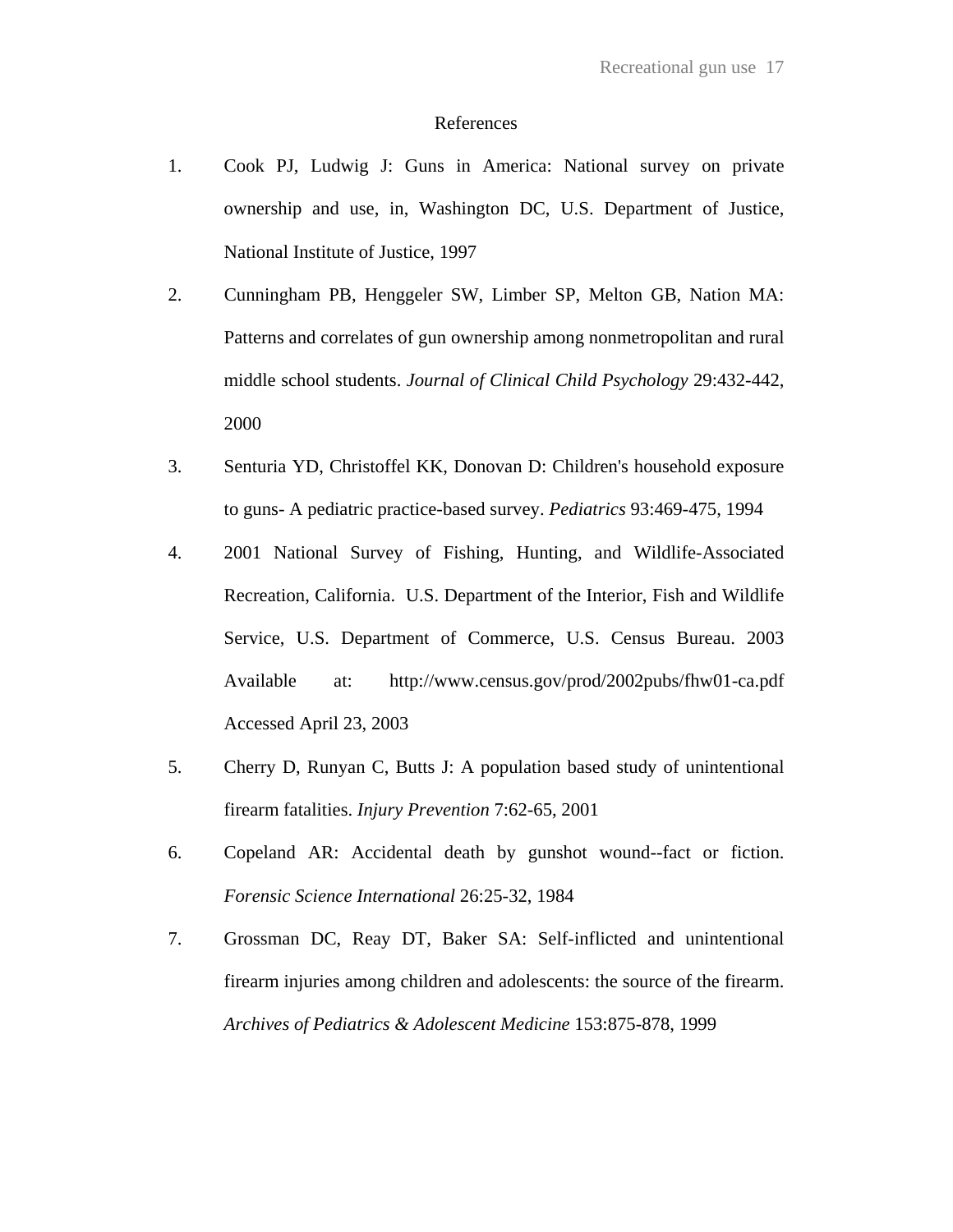## References

1. Cook PJ, Ludwig J: Guns in America: National survey on private ownership and use, in, Washington DC, U.S. Department of Justice, National Institute of Justice, 1997

2. Cunningham PB, Henggeler SW, Limber SP, Melton GB, Nation MA: Patterns and correlates of gun ownership among nonmetropolitan and rural middle school students. *Journal of Clinical Child Psychology* 29:432-442, 2000

3. Senturia YD, Christoffel KK, Donovan D: Children's household exposure to guns- A pediatric practice-based survey. *Pediatrics* 93:469-475, 1994

4. 2001 National Survey of Fishing, Hunting, and Wildlife-Associated Recreation, California. U.S. Department of the Interior, Fish and Wildlife Service, U.S. Department of Commerce, U.S. Census Bureau. 2003 Available at: http://www.census.gov/prod/2002pubs/fhw01-ca.pdf Accessed April 23, 2003

5. Cherry D, Runyan C, Butts J: A population based study of unintentional firearm fatalities. *Injury Prevention* 7:62-65, 2001

6. Copeland AR: Accidental death by gunshot wound--fact or fiction. *Forensic Science International* 26:25-32, 1984

7. Grossman DC, Reay DT, Baker SA: Self-inflicted and unintentional firearm injuries among children and adolescents: the source of the firearm. *Archives of Pediatrics & Adolescent Medicine* 153:875-878, 1999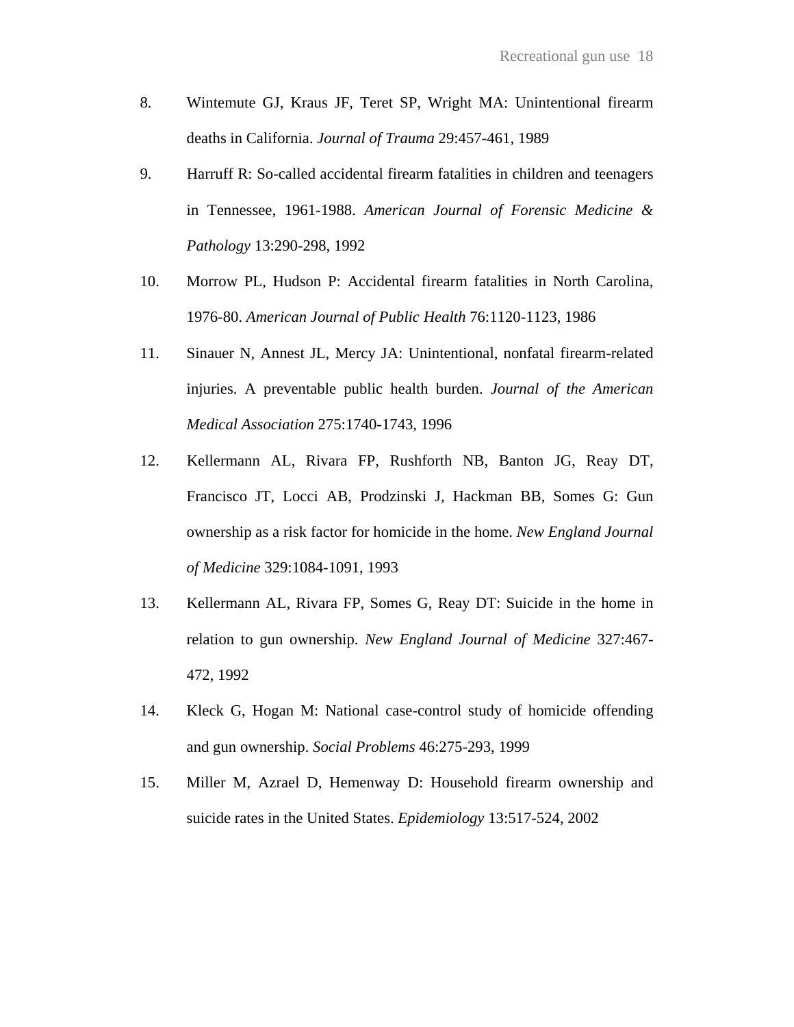8. Wintemute GJ, Kraus JF, Teret SP, Wright MA: Unintentional firearm deaths in California. *Journal of Trauma* 29:457-461, 1989
9. Harruff R: So-called accidental firearm fatalities in children and teenagers in Tennessee, 1961-1988. *American Journal of Forensic Medicine & Pathology* 13:290-298, 1992
10. Morrow PL, Hudson P: Accidental firearm fatalities in North Carolina, 1976-80. *American Journal of Public Health* 76:1120-1123, 1986
11. Sinauer N, Annest JL, Mercy JA: Unintentional, nonfatal firearm-related injuries. A preventable public health burden. *Journal of the American Medical Association* 275:1740-1743, 1996
12. Kellermann AL, Rivara FP, Rushforth NB, Banton JG, Reay DT, Francisco JT, Locci AB, Prodzinski J, Hackman BB, Somes G: Gun ownership as a risk factor for homicide in the home. *New England Journal of Medicine* 329:1084-1091, 1993
13. Kellermann AL, Rivara FP, Somes G, Reay DT: Suicide in the home in relation to gun ownership. *New England Journal of Medicine* 327:467-472, 1992
14. Kleck G, Hogan M: National case-control study of homicide offending and gun ownership. *Social Problems* 46:275-293, 1999
15. Miller M, Azrael D, Hemenway D: Household firearm ownership and suicide rates in the United States. *Epidemiology* 13:517-524, 2002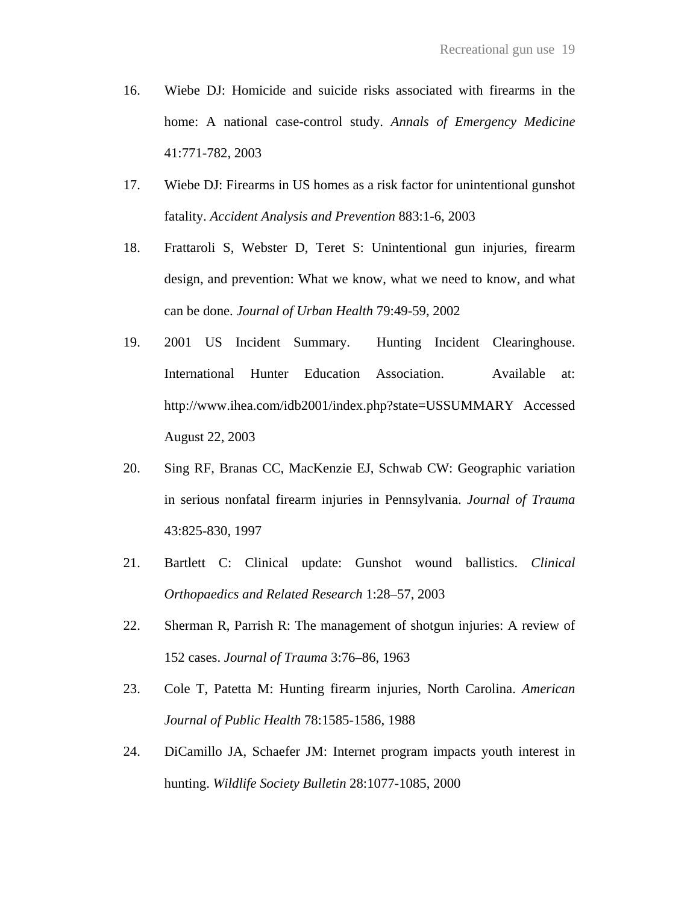16. Wiebe DJ: Homicide and suicide risks associated with firearms in the home: A national case-control study. *Annals of Emergency Medicine* 41:771-782, 2003

17. Wiebe DJ: Firearms in US homes as a risk factor for unintentional gunshot fatality. *Accident Analysis and Prevention* 883:1-6, 2003

18. Frattaroli S, Webster D, Teret S: Unintentional gun injuries, firearm design, and prevention: What we know, what we need to know, and what can be done. *Journal of Urban Health* 79:49-59, 2002

19. 2001 US Incident Summary. Hunting Incident Clearinghouse. International Hunter Education Association. Available at: http://www.ihea.com/idb2001/index.php?state=USSUMMARY Accessed August 22, 2003

20. Sing RF, Branas CC, MacKenzie EJ, Schwab CW: Geographic variation in serious nonfatal firearm injuries in Pennsylvania. *Journal of Trauma* 43:825-830, 1997

21. Bartlett C: Clinical update: Gunshot wound ballistics. *Clinical Orthopaedics and Related Research* 1:28–57, 2003

22. Sherman R, Parrish R: The management of shotgun injuries: A review of 152 cases. *Journal of Trauma* 3:76–86, 1963

23. Cole T, Patetta M: Hunting firearm injuries, North Carolina. *American Journal of Public Health* 78:1585-1586, 1988

24. DiCamillo JA, Schaefer JM: Internet program impacts youth interest in hunting. *Wildlife Society Bulletin* 28:1077-1085, 2000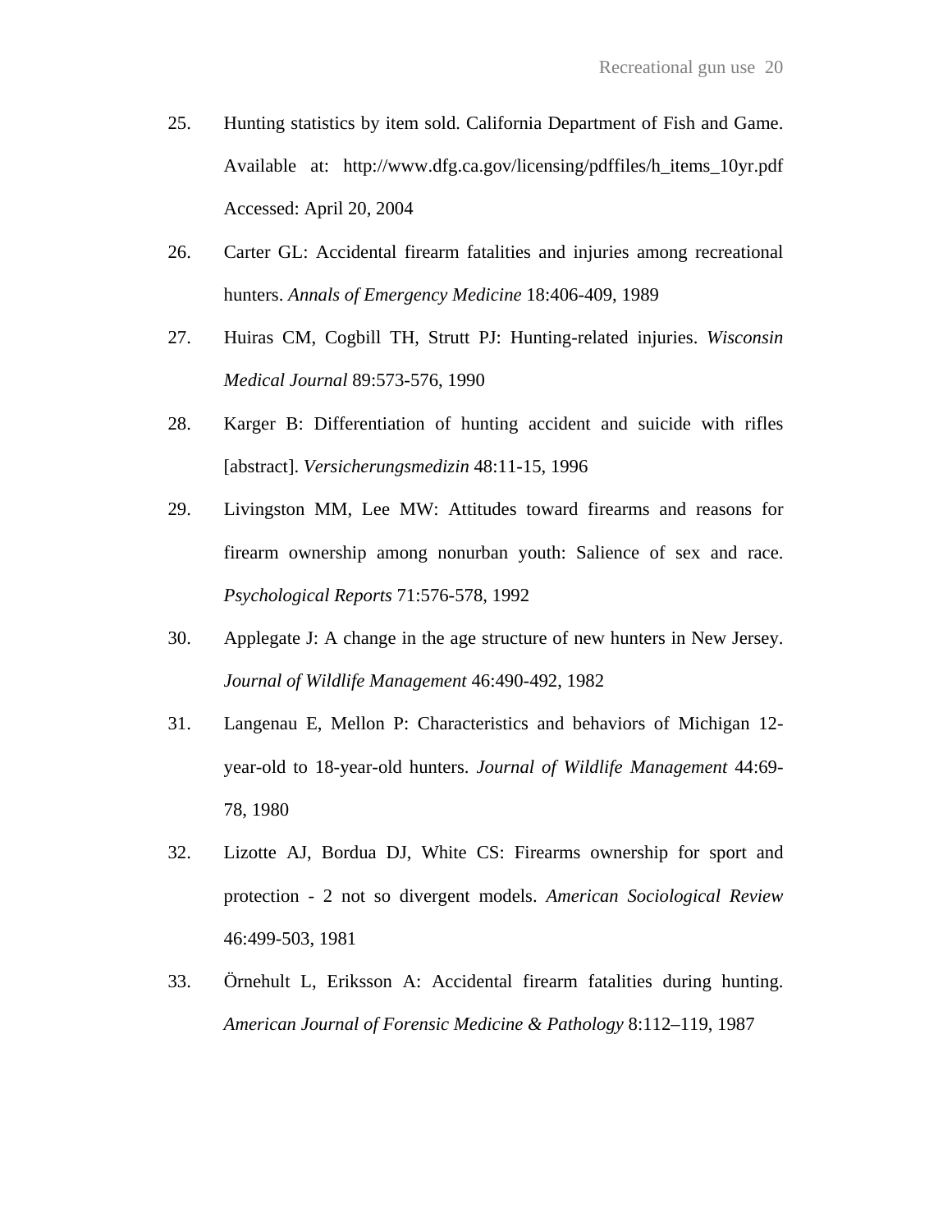25. Hunting statistics by item sold. California Department of Fish and Game. Available at: http://www.dfg.ca.gov/licensing/pdffiles/h_items_10yr.pdf Accessed: April 20, 2004

26. Carter GL: Accidental firearm fatalities and injuries among recreational hunters. *Annals of Emergency Medicine* 18:406-409, 1989

27. Huiras CM, Cogbill TH, Strutt PJ: Hunting-related injuries. *Wisconsin Medical Journal* 89:573-576, 1990

28. Karger B: Differentiation of hunting accident and suicide with rifles [abstract]. *Versicherungsmedizin* 48:11-15, 1996

29. Livingston MM, Lee MW: Attitudes toward firearms and reasons for firearm ownership among nonurban youth: Salience of sex and race. *Psychological Reports* 71:576-578, 1992

30. Applegate J: A change in the age structure of new hunters in New Jersey. *Journal of Wildlife Management* 46:490-492, 1982

31. Langenau E, Mellon P: Characteristics and behaviors of Michigan 12-year-old to 18-year-old hunters. *Journal of Wildlife Management* 44:69-78, 1980

32. Lizotte AJ, Bordua DJ, White CS: Firearms ownership for sport and protection - 2 not so divergent models. *American Sociological Review* 46:499-503, 1981

33. Örnehult L, Eriksson A: Accidental firearm fatalities during hunting. *American Journal of Forensic Medicine & Pathology* 8:112–119, 1987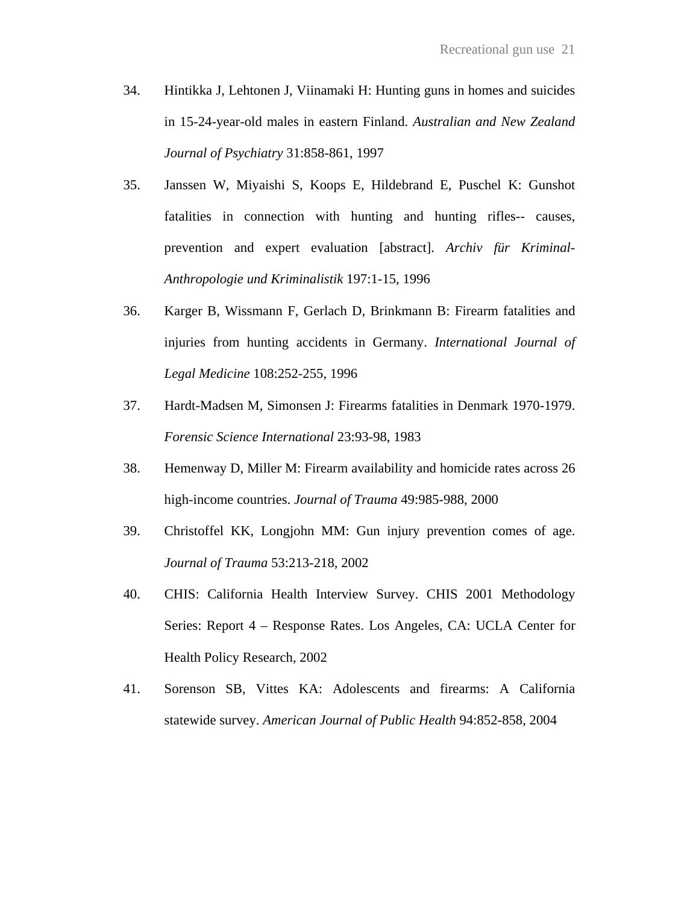34. Hintikka J, Lehtonen J, Viinamaki H: Hunting guns in homes and suicides in 15-24-year-old males in eastern Finland. *Australian and New Zealand Journal of Psychiatry* 31:858-861, 1997

35. Janssen W, Miyaishi S, Koops E, Hildebrand E, Puschel K: Gunshot fatalities in connection with hunting and hunting rifles-- causes, prevention and expert evaluation [abstract]. *Archiv für Kriminal-Anthropologie und Kriminalistik* 197:1-15, 1996

36. Karger B, Wissmann F, Gerlach D, Brinkmann B: Firearm fatalities and injuries from hunting accidents in Germany. *International Journal of Legal Medicine* 108:252-255, 1996

37. Hardt-Madsen M, Simonsen J: Firearms fatalities in Denmark 1970-1979. *Forensic Science International* 23:93-98, 1983

38. Hemenway D, Miller M: Firearm availability and homicide rates across 26 high-income countries. *Journal of Trauma* 49:985-988, 2000

39. Christoffel KK, Longjohn MM: Gun injury prevention comes of age. *Journal of Trauma* 53:213-218, 2002

40. CHIS: California Health Interview Survey. CHIS 2001 Methodology Series: Report 4 – Response Rates. Los Angeles, CA: UCLA Center for Health Policy Research, 2002

41. Sorenson SB, Vittes KA: Adolescents and firearms: A California statewide survey. *American Journal of Public Health* 94:852-858, 2004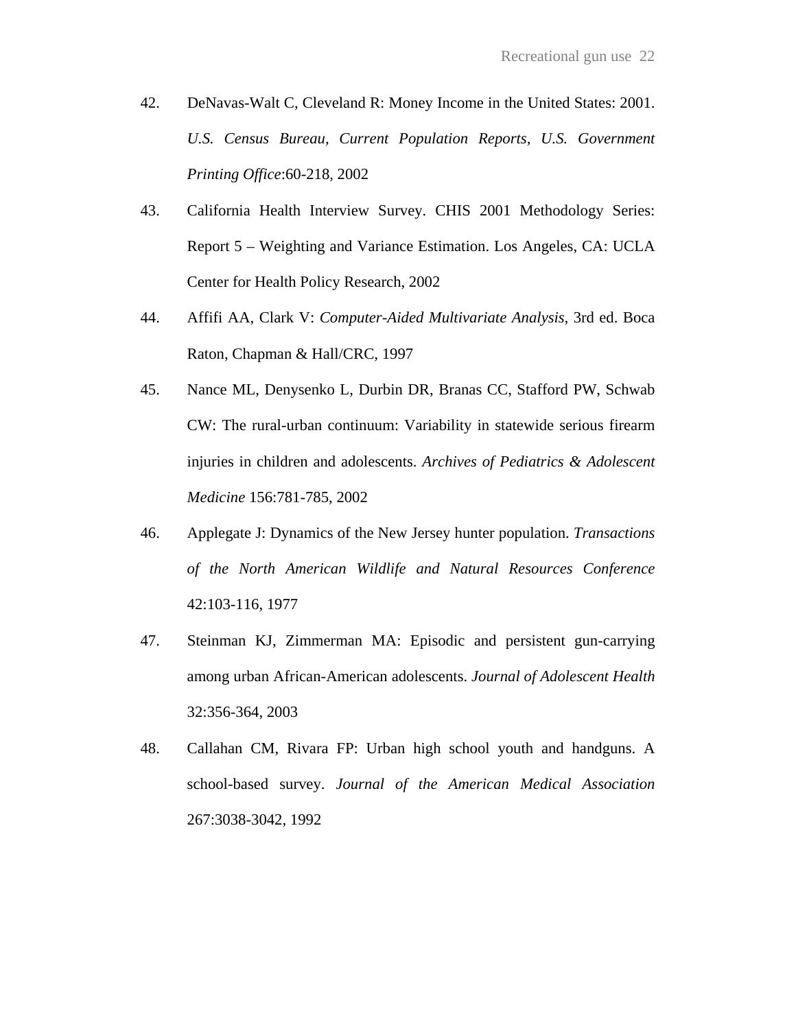42. DeNavas-Walt C, Cleveland R: Money Income in the United States: 2001. *U.S. Census Bureau, Current Population Reports, U.S. Government Printing Office*:60-218, 2002

43. California Health Interview Survey. CHIS 2001 Methodology Series: Report 5 – Weighting and Variance Estimation. Los Angeles, CA: UCLA Center for Health Policy Research, 2002

44. Affifi AA, Clark V: *Computer-Aided Multivariate Analysis*, 3rd ed. Boca Raton, Chapman & Hall/CRC, 1997

45. Nance ML, Denysenko L, Durbin DR, Branas CC, Stafford PW, Schwab CW: The rural-urban continuum: Variability in statewide serious firearm injuries in children and adolescents. *Archives of Pediatrics & Adolescent Medicine* 156:781-785, 2002

46. Applegate J: Dynamics of the New Jersey hunter population. *Transactions of the North American Wildlife and Natural Resources Conference* 42:103-116, 1977

47. Steinman KJ, Zimmerman MA: Episodic and persistent gun-carrying among urban African-American adolescents. *Journal of Adolescent Health* 32:356-364, 2003

48. Callahan CM, Rivara FP: Urban high school youth and handguns. A school-based survey. *Journal of the American Medical Association* 267:3038-3042, 1992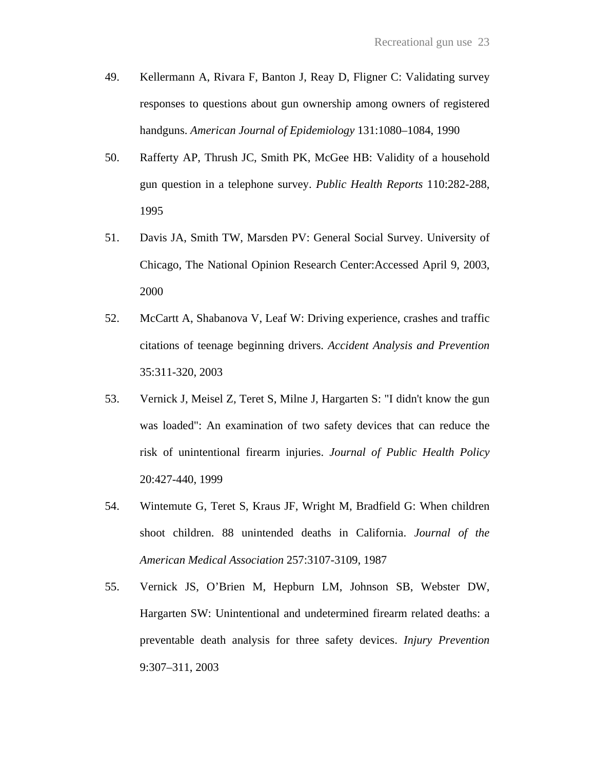49. Kellermann A, Rivara F, Banton J, Reay D, Fligner C: Validating survey responses to questions about gun ownership among owners of registered handguns. *American Journal of Epidemiology* 131:1080–1084, 1990

50. Rafferty AP, Thrush JC, Smith PK, McGee HB: Validity of a household gun question in a telephone survey. *Public Health Reports* 110:282-288, 1995

51. Davis JA, Smith TW, Marsden PV: General Social Survey. University of Chicago, The National Opinion Research Center:Accessed April 9, 2003, 2000

52. McCartt A, Shabanova V, Leaf W: Driving experience, crashes and traffic citations of teenage beginning drivers. *Accident Analysis and Prevention* 35:311-320, 2003

53. Vernick J, Meisel Z, Teret S, Milne J, Hargarten S: "I didn't know the gun was loaded": An examination of two safety devices that can reduce the risk of unintentional firearm injuries. *Journal of Public Health Policy* 20:427-440, 1999

54. Wintemute G, Teret S, Kraus JF, Wright M, Bradfield G: When children shoot children. 88 unintended deaths in California. *Journal of the American Medical Association* 257:3107-3109, 1987

55. Vernick JS, O'Brien M, Hepburn LM, Johnson SB, Webster DW, Hargarten SW: Unintentional and undetermined firearm related deaths: a preventable death analysis for three safety devices. *Injury Prevention* 9:307–311, 2003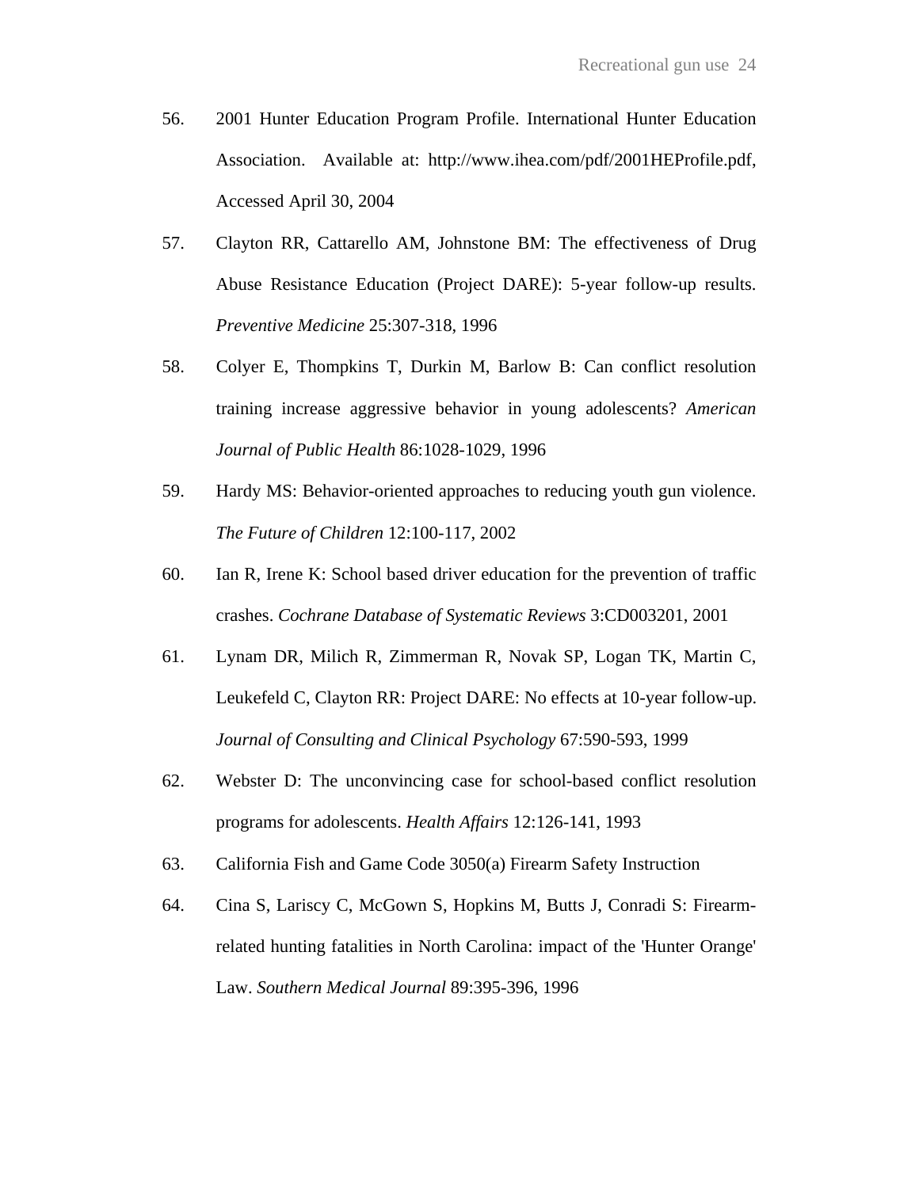56. 2001 Hunter Education Program Profile. International Hunter Education Association. Available at: http://www.ihea.com/pdf/2001HEProfile.pdf, Accessed April 30, 2004

57. Clayton RR, Cattarello AM, Johnstone BM: The effectiveness of Drug Abuse Resistance Education (Project DARE): 5-year follow-up results. *Preventive Medicine* 25:307-318, 1996

58. Colyer E, Thompkins T, Durkin M, Barlow B: Can conflict resolution training increase aggressive behavior in young adolescents? *American Journal of Public Health* 86:1028-1029, 1996

59. Hardy MS: Behavior-oriented approaches to reducing youth gun violence. *The Future of Children* 12:100-117, 2002

60. Ian R, Irene K: School based driver education for the prevention of traffic crashes. *Cochrane Database of Systematic Reviews* 3:CD003201, 2001

61. Lynam DR, Milich R, Zimmerman R, Novak SP, Logan TK, Martin C, Leukefeld C, Clayton RR: Project DARE: No effects at 10-year follow-up. *Journal of Consulting and Clinical Psychology* 67:590-593, 1999

62. Webster D: The unconvincing case for school-based conflict resolution programs for adolescents. *Health Affairs* 12:126-141, 1993

63. California Fish and Game Code 3050(a) Firearm Safety Instruction

64. Cina S, Lariscy C, McGown S, Hopkins M, Butts J, Conradi S: Firearm-related hunting fatalities in North Carolina: impact of the 'Hunter Orange' Law. *Southern Medical Journal* 89:395-396, 1996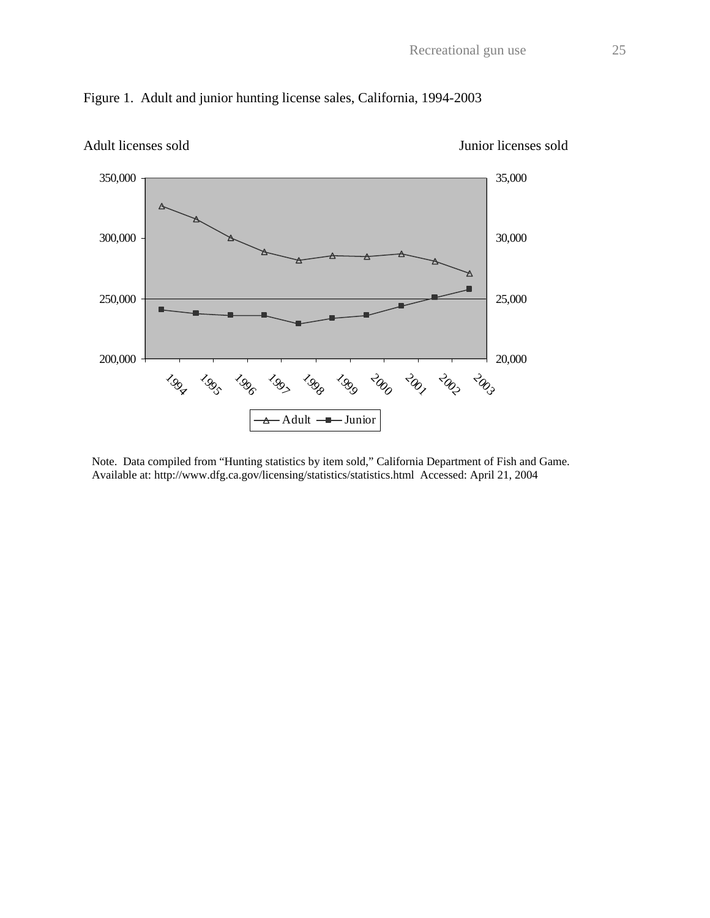Figure 1. Adult and junior hunting license sales, California, 1994-2003

Adult licenses sold

Junior licenses sold

350,000
300,000
250,000
200,000

35,000
30,000
25,000
20,000

1994 1995 1996 1997 1998 1999 2000 2001 2002 2003

Adult Junior

Note. Data compiled from "Hunting statistics by item sold," California Department of Fish and Game. Available at: http://www.dfg.ca.gov/licensing/statistics/statistics.html Accessed: April 21, 2004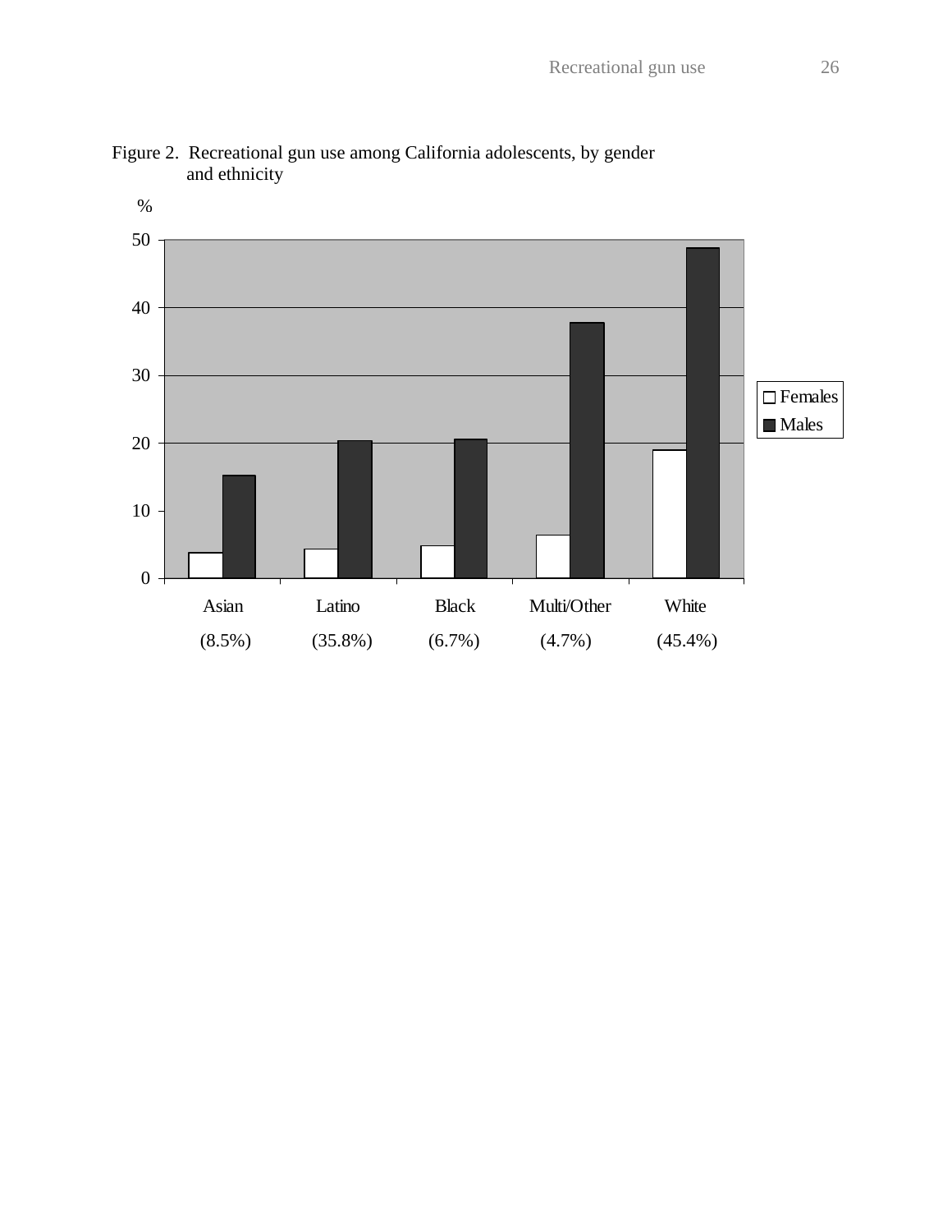Figure 2. Recreational gun use among California adolescents, by gender and ethnicity

%

| | Asian (8.5%) | Latino (35.8%) | Black (6.7%) | Multi/Other (4.7%) | White (45.4%) |
|---|---|---|---|---|---|
| Females | 3.8 | 4.4 | 4.9 | 6.4 | 19.0 |
| Males | 15.2 | 20.3 | 20.5 | 37.8 | 48.8 |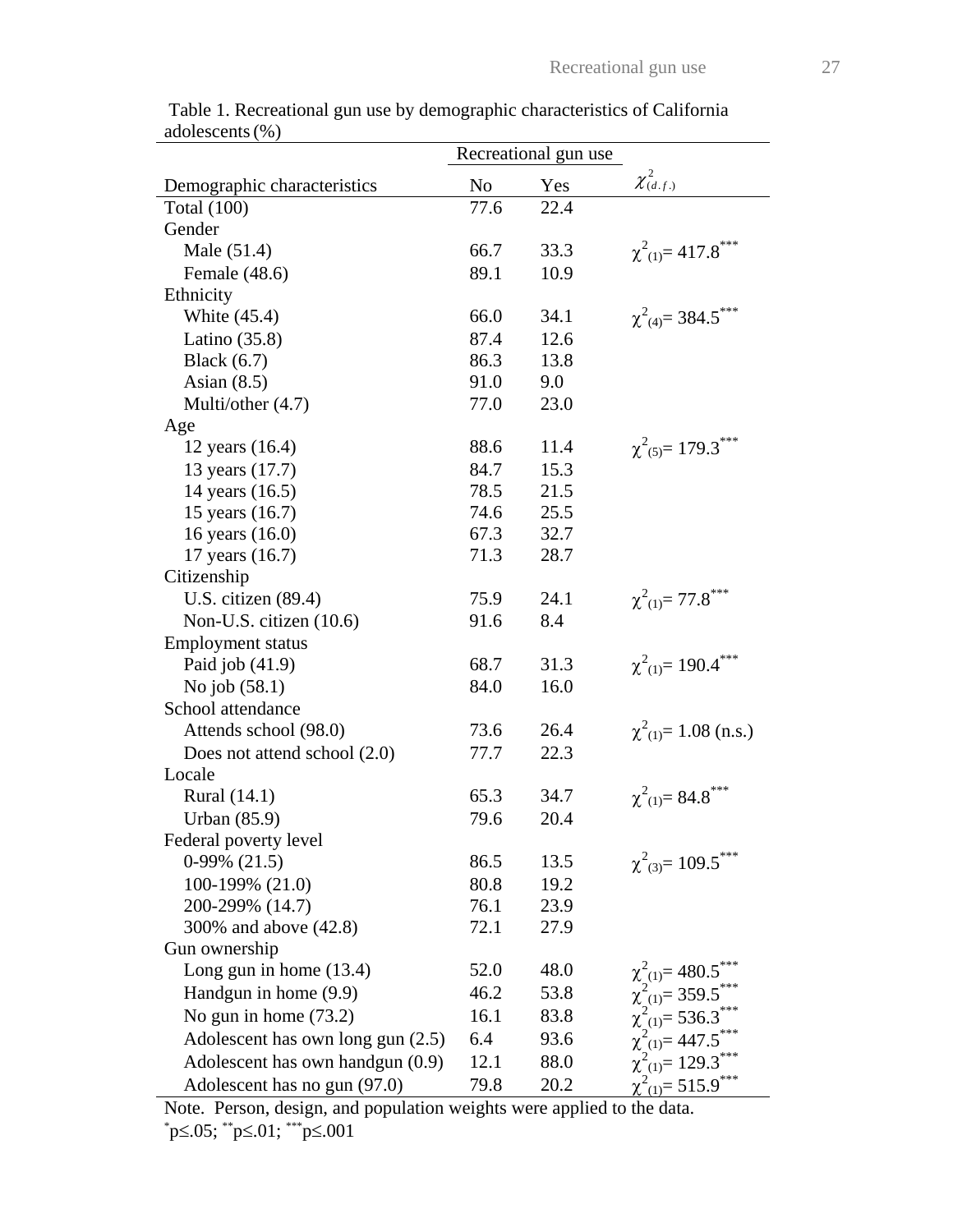Table 1. Recreational gun use by demographic characteristics of California adolescents (%)

| | Recreational gun use | | |
|---|---|---|---|
| Demographic characteristics | No | Yes | $\chi^2_{(d.f.)}$ |
| Total (100) | 77.6 | 22.4 | |
| Gender | | | |
| Male (51.4) | 66.7 | 33.3 | $\chi^2_{(1)}= 417.8^{***}$ |
| Female (48.6) | 89.1 | 10.9 | |
| Ethnicity | | | |
| White (45.4) | 66.0 | 34.1 | $\chi^2_{(4)}= 384.5^{***}$ |
| Latino (35.8) | 87.4 | 12.6 | |
| Black (6.7) | 86.3 | 13.8 | |
| Asian (8.5) | 91.0 | 9.0 | |
| Multi/other (4.7) | 77.0 | 23.0 | |
| Age | | | |
| 12 years (16.4) | 88.6 | 11.4 | $\chi^2_{(5)}= 179.3^{***}$ |
| 13 years (17.7) | 84.7 | 15.3 | |
| 14 years (16.5) | 78.5 | 21.5 | |
| 15 years (16.7) | 74.6 | 25.5 | |
| 16 years (16.0) | 67.3 | 32.7 | |
| 17 years (16.7) | 71.3 | 28.7 | |
| Citizenship | | | |
| U.S. citizen (89.4) | 75.9 | 24.1 | $\chi^2_{(1)}= 77.8^{***}$ |
| Non-U.S. citizen (10.6) | 91.6 | 8.4 | |
| Employment status | | | |
| Paid job (41.9) | 68.7 | 31.3 | $\chi^2_{(1)}= 190.4^{***}$ |
| No job (58.1) | 84.0 | 16.0 | |
| School attendance | | | |
| Attends school (98.0) | 73.6 | 26.4 | $\chi^2_{(1)}= 1.08$ (n.s.) |
| Does not attend school (2.0) | 77.7 | 22.3 | |
| Locale | | | |
| Rural (14.1) | 65.3 | 34.7 | $\chi^2_{(1)}= 84.8^{***}$ |
| Urban (85.9) | 79.6 | 20.4 | |
| Federal poverty level | | | |
| 0-99% (21.5) | 86.5 | 13.5 | $\chi^2_{(3)}= 109.5^{***}$ |
| 100-199% (21.0) | 80.8 | 19.2 | |
| 200-299% (14.7) | 76.1 | 23.9 | |
| 300% and above (42.8) | 72.1 | 27.9 | |
| Gun ownership | | | |
| Long gun in home (13.4) | 52.0 | 48.0 | $\chi^2_{(1)}= 480.5^{***}$ |
| Handgun in home (9.9) | 46.2 | 53.8 | $\chi^2_{(1)}= 359.5^{***}$ |
| No gun in home (73.2) | 16.1 | 83.8 | $\chi^2_{(1)}= 536.3^{***}$ |
| Adolescent has own long gun (2.5) | 6.4 | 93.6 | $\chi^2_{(1)}= 447.5^{***}$ |
| Adolescent has own handgun (0.9) | 12.1 | 88.0 | $\chi^2_{(1)}= 129.3^{***}$ |
| Adolescent has no gun (97.0) | 79.8 | 20.2 | $\chi^2_{(1)}= 515.9^{***}$ |

Note. Person, design, and population weights were applied to the data.
$^{*}p\leq.05$; $^{**}p\leq.01$; $^{***}p\leq.001$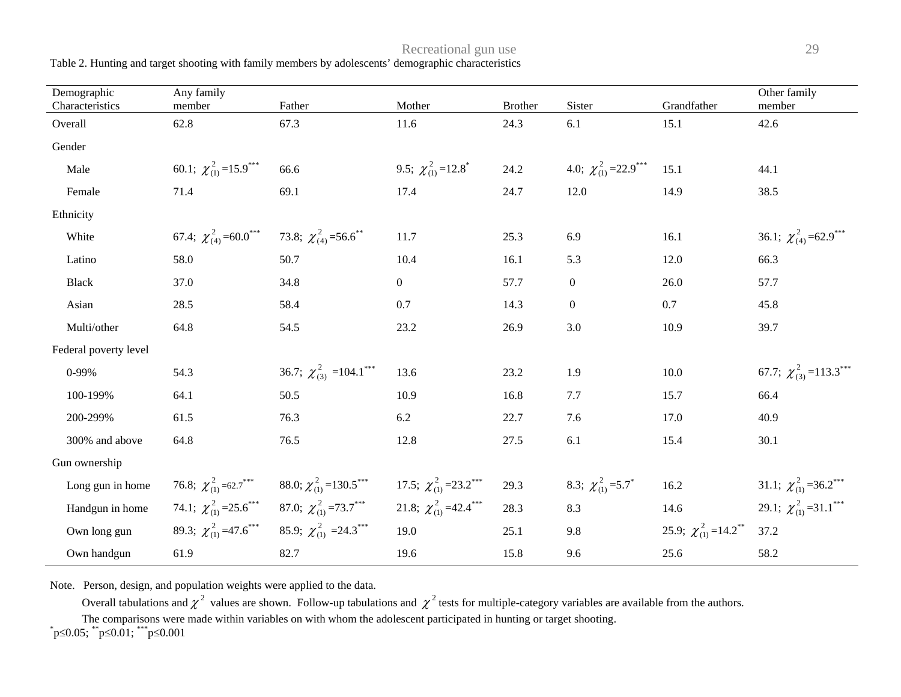Table 2. Hunting and target shooting with family members by adolescents' demographic characteristics

| Demographic Characteristics | Any family member | Father | Mother | Brother | Sister | Grandfather | Other family member |
|---|---|---|---|---|---|---|---|
| Overall | 62.8 | 67.3 | 11.6 | 24.3 | 6.1 | 15.1 | 42.6 |
| Gender | | | | | | | |
| Male | 60.1; $\chi^2_{(1)}$ =15.9*** | 66.6 | 9.5; $\chi^2_{(1)}$ =12.8* | 24.2 | 4.0; $\chi^2_{(1)}$ =22.9*** | 15.1 | 44.1 |
| Female | 71.4 | 69.1 | 17.4 | 24.7 | 12.0 | 14.9 | 38.5 |
| Ethnicity | | | | | | | |
| White | 67.4; $\chi^2_{(4)}$ =60.0*** | 73.8; $\chi^2_{(4)}$ =56.6** | 11.7 | 25.3 | 6.9 | 16.1 | 36.1; $\chi^2_{(4)}$ =62.9*** |
| Latino | 58.0 | 50.7 | 10.4 | 16.1 | 5.3 | 12.0 | 66.3 |
| Black | 37.0 | 34.8 | 0 | 57.7 | 0 | 26.0 | 57.7 |
| Asian | 28.5 | 58.4 | 0.7 | 14.3 | 0 | 0.7 | 45.8 |
| Multi/other | 64.8 | 54.5 | 23.2 | 26.9 | 3.0 | 10.9 | 39.7 |
| Federal poverty level | | | | | | | |
| 0-99% | 54.3 | 36.7; $\chi^2_{(3)}$ =104.1*** | 13.6 | 23.2 | 1.9 | 10.0 | 67.7; $\chi^2_{(3)}$ =113.3*** |
| 100-199% | 64.1 | 50.5 | 10.9 | 16.8 | 7.7 | 15.7 | 66.4 |
| 200-299% | 61.5 | 76.3 | 6.2 | 22.7 | 7.6 | 17.0 | 40.9 |
| 300% and above | 64.8 | 76.5 | 12.8 | 27.5 | 6.1 | 15.4 | 30.1 |
| Gun ownership | | | | | | | |
| Long gun in home | 76.8; $\chi^2_{(1)}$ =62.7*** | 88.0; $\chi^2_{(1)}$ =130.5*** | 17.5; $\chi^2_{(1)}$ =23.2*** | 29.3 | 8.3; $\chi^2_{(1)}$ =5.7* | 16.2 | 31.1; $\chi^2_{(1)}$ =36.2*** |
| Handgun in home | 74.1; $\chi^2_{(1)}$ =25.6*** | 87.0; $\chi^2_{(1)}$ =73.7*** | 21.8; $\chi^2_{(1)}$ =42.4*** | 28.3 | 8.3 | 14.6 | 29.1; $\chi^2_{(1)}$ =31.1*** |
| Own long gun | 89.3; $\chi^2_{(1)}$ =47.6*** | 85.9; $\chi^2_{(1)}$ =24.3*** | 19.0 | 25.1 | 9.8 | 25.9; $\chi^2_{(1)}$ =14.2** | 37.2 |
| Own handgun | 61.9 | 82.7 | 19.6 | 15.8 | 9.6 | 25.6 | 58.2 |

Note. Person, design, and population weights were applied to the data.

Overall tabulations and $\chi^2$ values are shown. Follow-up tabulations and $\chi^2$ tests for multiple-category variables are available from the authors.

The comparisons were made within variables on with whom the adolescent participated in hunting or target shooting.

*p≤0.05; **p≤0.01; ***p≤0.001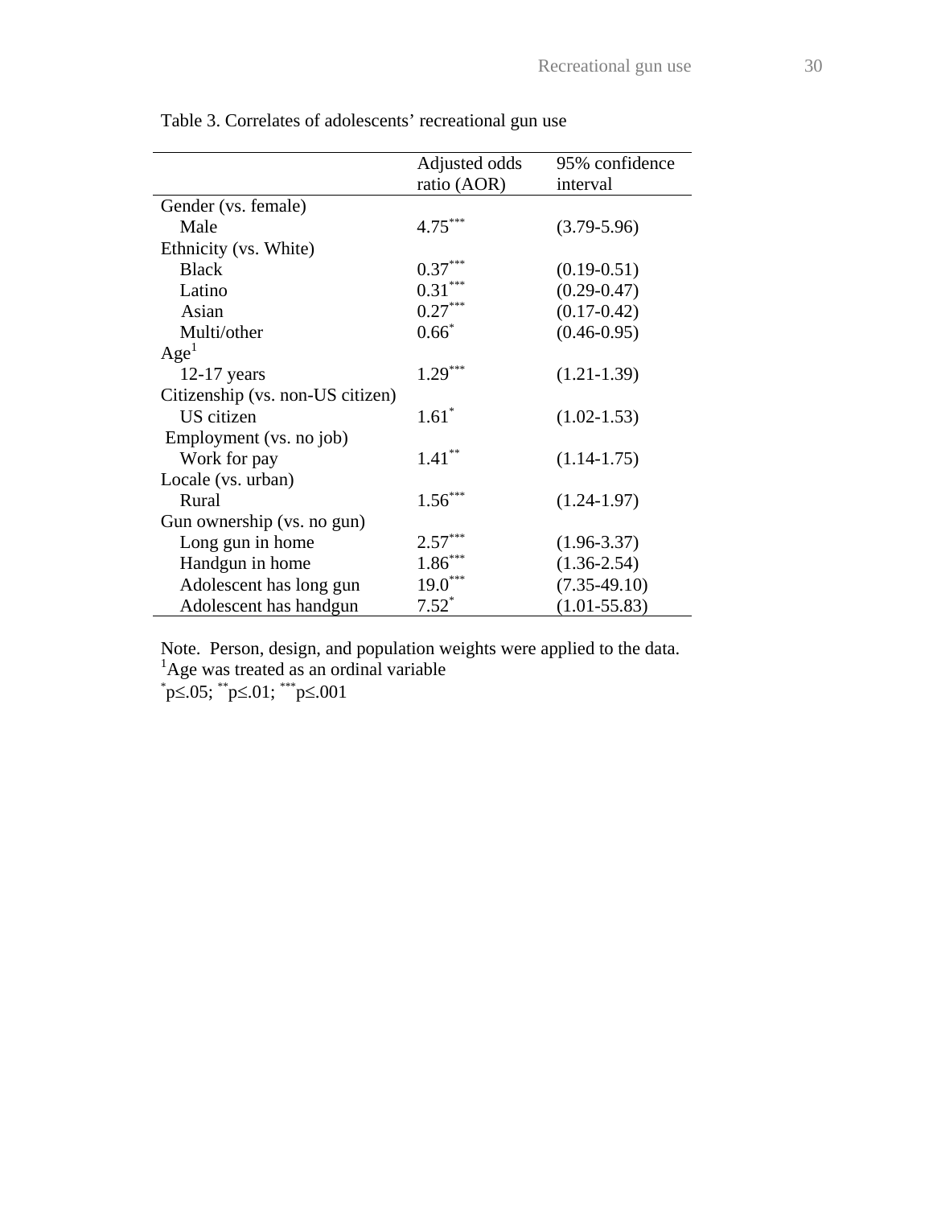Table 3. Correlates of adolescents' recreational gun use

| | Adjusted odds ratio (AOR) | 95% confidence interval |
|---|---|---|
| Gender (vs. female) | | |
| Male | 4.75*** | (3.79-5.96) |
| Ethnicity (vs. White) | | |
| Black | 0.37*** | (0.19-0.51) |
| Latino | 0.31*** | (0.29-0.47) |
| Asian | 0.27*** | (0.17-0.42) |
| Multi/other | 0.66* | (0.46-0.95) |
| Age[1] | | |
| 12-17 years | 1.29*** | (1.21-1.39) |
| Citizenship (vs. non-US citizen) | | |
| US citizen | 1.61* | (1.02-1.53) |
| Employment (vs. no job) | | |
| Work for pay | 1.41** | (1.14-1.75) |
| Locale (vs. urban) | | |
| Rural | 1.56*** | (1.24-1.97) |
| Gun ownership (vs. no gun) | | |
| Long gun in home | 2.57*** | (1.96-3.37) |
| Handgun in home | 1.86*** | (1.36-2.54) |
| Adolescent has long gun | 19.0*** | (7.35-49.10) |
| Adolescent has handgun | 7.52* | (1.01-55.83) |

Note. Person, design, and population weights were applied to the data.

[1]Age was treated as an ordinal variable

*p≤.05; **p≤.01; ***p≤.001